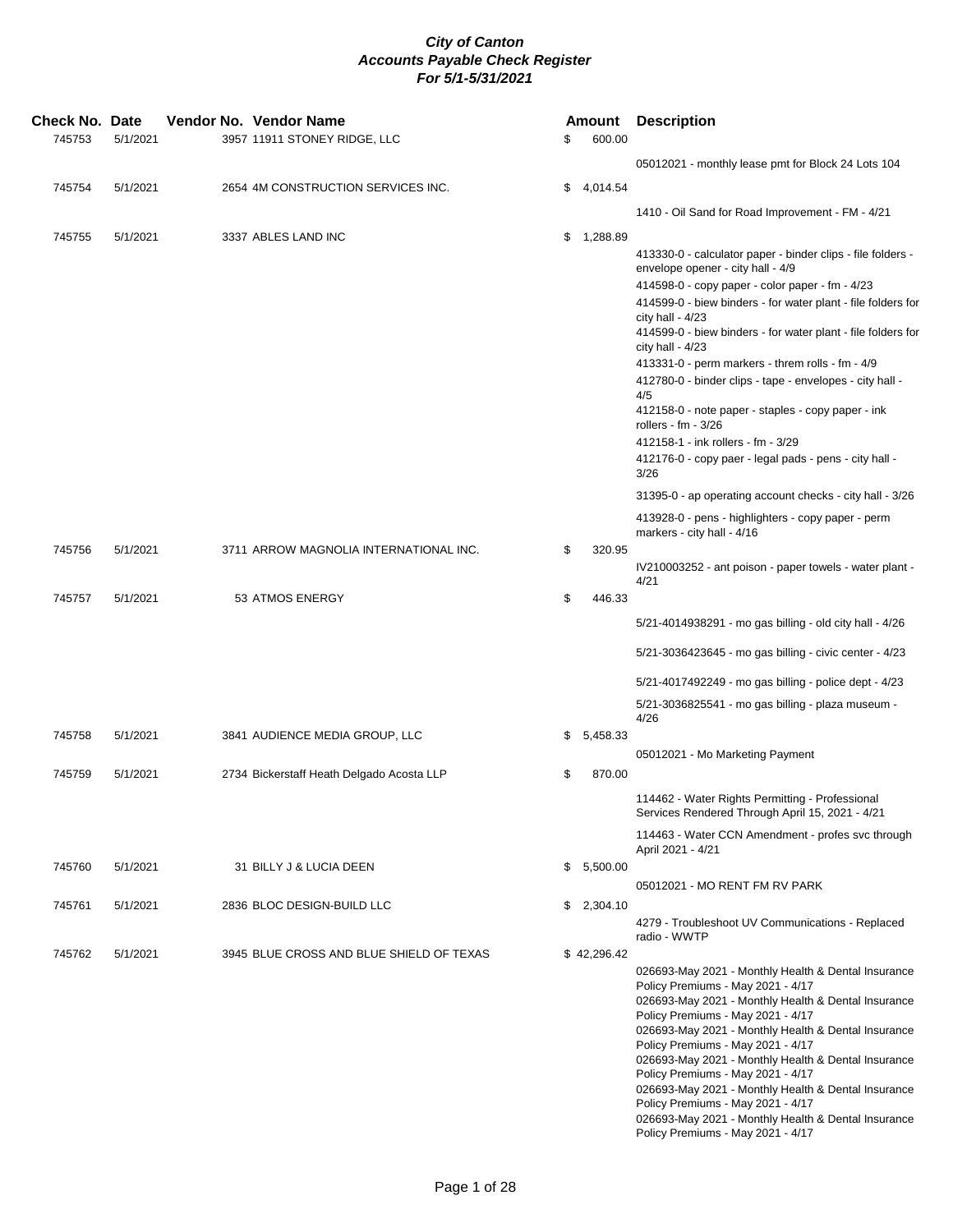***City of Canton***
***Accounts Payable Check Register***
***For 5/1-5/31/2021***

| Check No. | Date | Vendor No. | Vendor Name | Amount | Description |
|---|---|---|---|---|---|
| 745753 | 5/1/2021 | 3957 | 11911 STONEY RIDGE, LLC | $ 600.00 | |
| | | | | | 05012021 - monthly lease pmt for Block 24 Lots 104 |
| 745754 | 5/1/2021 | 2654 | 4M CONSTRUCTION SERVICES INC. | $ 4,014.54 | |
| | | | | | 1410 - Oil Sand for Road Improvement - FM - 4/21 |
| 745755 | 5/1/2021 | 3337 | ABLES LAND INC | $ 1,288.89 | |
| | | | | | 413330-0 - calculator paper - binder clips - file folders - envelope opener - city hall - 4/9 |
| | | | | | 414598-0 - copy paper - color paper - fm - 4/23 |
| | | | | | 414599-0 - biew binders - for water plant - file folders for city hall - 4/23 |
| | | | | | 414599-0 - biew binders - for water plant - file folders for city hall - 4/23 |
| | | | | | 413331-0 - perm markers - threm rolls - fm - 4/9 |
| | | | | | 412780-0 - binder clips - tape - envelopes - city hall - 4/5 |
| | | | | | 412158-0 - note paper - staples - copy paper - ink rollers - fm - 3/26 |
| | | | | | 412158-1 - ink rollers - fm - 3/29 |
| | | | | | 412176-0 - copy paer - legal pads - pens - city hall - 3/26 |
| | | | | | 31395-0 - ap operating account checks - city hall - 3/26 |
| | | | | | 413928-0 - pens - highlighters - copy paper - perm markers - city hall - 4/16 |
| 745756 | 5/1/2021 | 3711 | ARROW MAGNOLIA INTERNATIONAL INC. | $ 320.95 | |
| | | | | | IV210003252 - ant poison - paper towels - water plant - 4/21 |
| 745757 | 5/1/2021 | 53 | ATMOS ENERGY | $ 446.33 | |
| | | | | | 5/21-4014938291 - mo gas billing - old city hall - 4/26 |
| | | | | | 5/21-3036423645 - mo gas billing - civic center - 4/23 |
| | | | | | 5/21-4017492249 - mo gas billing - police dept - 4/23 |
| | | | | | 5/21-3036825541 - mo gas billing - plaza museum - 4/26 |
| 745758 | 5/1/2021 | 3841 | AUDIENCE MEDIA GROUP, LLC | $ 5,458.33 | |
| | | | | | 05012021 - Mo Marketing Payment |
| 745759 | 5/1/2021 | 2734 | Bickerstaff Heath Delgado Acosta LLP | $ 870.00 | |
| | | | | | 114462 - Water Rights Permitting - Professional Services Rendered Through April 15, 2021 - 4/21 |
| | | | | | 114463 - Water CCN Amendment - profes svc through April 2021 - 4/21 |
| 745760 | 5/1/2021 | 31 | BILLY J & LUCIA DEEN | $ 5,500.00 | |
| | | | | | 05012021 - MO RENT FM RV PARK |
| 745761 | 5/1/2021 | 2836 | BLOC DESIGN-BUILD LLC | $ 2,304.10 | |
| | | | | | 4279 - Troubleshoot UV Communications - Replaced radio - WWTP |
| 745762 | 5/1/2021 | 3945 | BLUE CROSS AND BLUE SHIELD OF TEXAS | $ 42,296.42 | |
| | | | | | 026693-May 2021 - Monthly Health & Dental Insurance Policy Premiums - May 2021 - 4/17 |
| | | | | | 026693-May 2021 - Monthly Health & Dental Insurance Policy Premiums - May 2021 - 4/17 |
| | | | | | 026693-May 2021 - Monthly Health & Dental Insurance Policy Premiums - May 2021 - 4/17 |
| | | | | | 026693-May 2021 - Monthly Health & Dental Insurance Policy Premiums - May 2021 - 4/17 |
| | | | | | 026693-May 2021 - Monthly Health & Dental Insurance Policy Premiums - May 2021 - 4/17 |
| | | | | | 026693-May 2021 - Monthly Health & Dental Insurance Policy Premiums - May 2021 - 4/17 |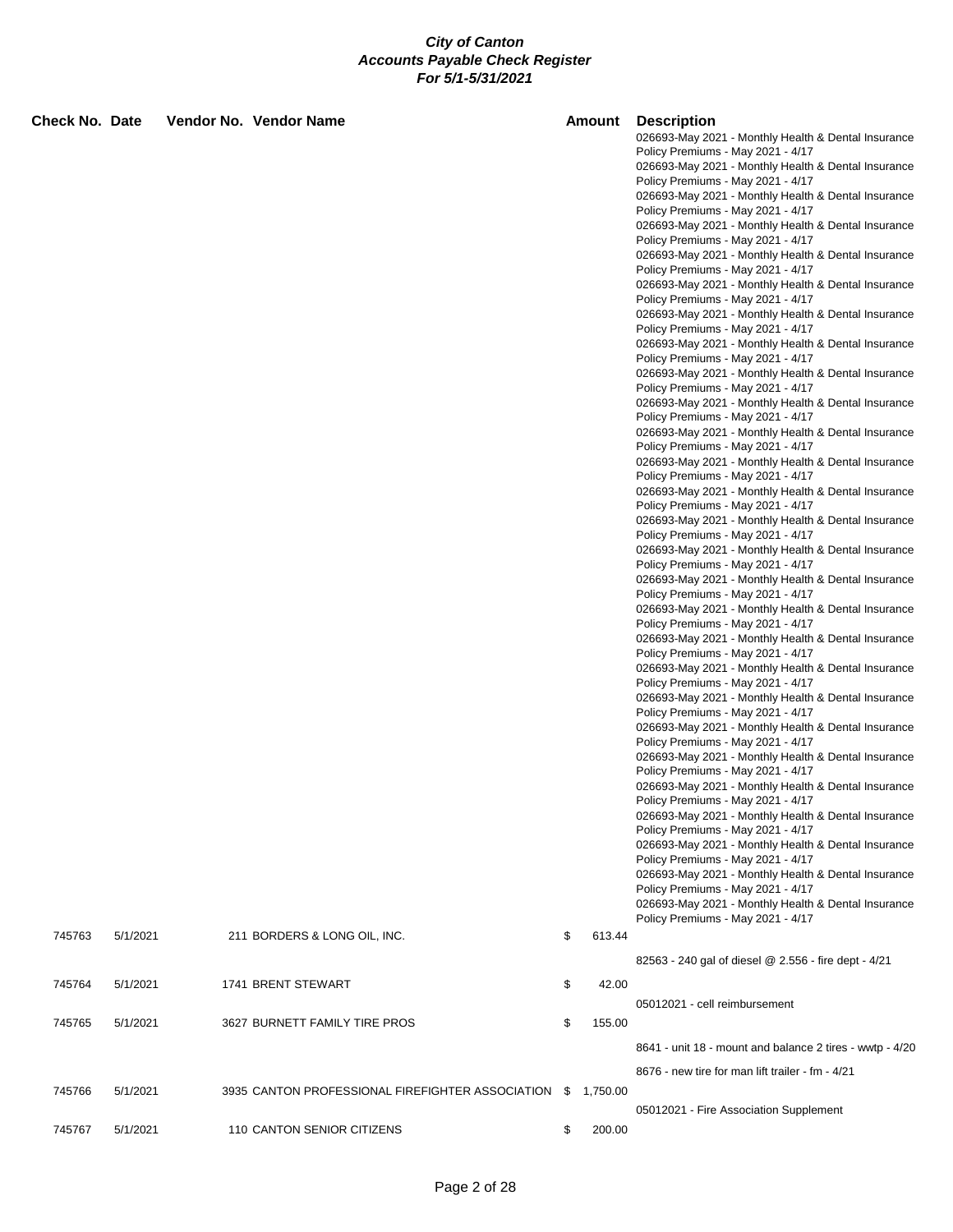# City of Canton
## Accounts Payable Check Register
### For 5/1-5/31/2021

| Check No. | Date | Vendor No. | Vendor Name | Amount | Description |
|---|---|---|---|---|---|
| | | | | | 026693-May 2021 - Monthly Health & Dental Insurance Policy Premiums - May 2021 - 4/17 |
| | | | | | 026693-May 2021 - Monthly Health & Dental Insurance Policy Premiums - May 2021 - 4/17 |
| | | | | | 026693-May 2021 - Monthly Health & Dental Insurance Policy Premiums - May 2021 - 4/17 |
| | | | | | 026693-May 2021 - Monthly Health & Dental Insurance Policy Premiums - May 2021 - 4/17 |
| | | | | | 026693-May 2021 - Monthly Health & Dental Insurance Policy Premiums - May 2021 - 4/17 |
| | | | | | 026693-May 2021 - Monthly Health & Dental Insurance Policy Premiums - May 2021 - 4/17 |
| | | | | | 026693-May 2021 - Monthly Health & Dental Insurance Policy Premiums - May 2021 - 4/17 |
| | | | | | 026693-May 2021 - Monthly Health & Dental Insurance Policy Premiums - May 2021 - 4/17 |
| | | | | | 026693-May 2021 - Monthly Health & Dental Insurance Policy Premiums - May 2021 - 4/17 |
| | | | | | 026693-May 2021 - Monthly Health & Dental Insurance Policy Premiums - May 2021 - 4/17 |
| | | | | | 026693-May 2021 - Monthly Health & Dental Insurance Policy Premiums - May 2021 - 4/17 |
| | | | | | 026693-May 2021 - Monthly Health & Dental Insurance Policy Premiums - May 2021 - 4/17 |
| | | | | | 026693-May 2021 - Monthly Health & Dental Insurance Policy Premiums - May 2021 - 4/17 |
| | | | | | 026693-May 2021 - Monthly Health & Dental Insurance Policy Premiums - May 2021 - 4/17 |
| | | | | | 026693-May 2021 - Monthly Health & Dental Insurance Policy Premiums - May 2021 - 4/17 |
| | | | | | 026693-May 2021 - Monthly Health & Dental Insurance Policy Premiums - May 2021 - 4/17 |
| | | | | | 026693-May 2021 - Monthly Health & Dental Insurance Policy Premiums - May 2021 - 4/17 |
| | | | | | 026693-May 2021 - Monthly Health & Dental Insurance Policy Premiums - May 2021 - 4/17 |
| | | | | | 026693-May 2021 - Monthly Health & Dental Insurance Policy Premiums - May 2021 - 4/17 |
| | | | | | 026693-May 2021 - Monthly Health & Dental Insurance Policy Premiums - May 2021 - 4/17 |
| | | | | | 026693-May 2021 - Monthly Health & Dental Insurance Policy Premiums - May 2021 - 4/17 |
| | | | | | 026693-May 2021 - Monthly Health & Dental Insurance Policy Premiums - May 2021 - 4/17 |
| | | | | | 026693-May 2021 - Monthly Health & Dental Insurance Policy Premiums - May 2021 - 4/17 |
| | | | | | 026693-May 2021 - Monthly Health & Dental Insurance Policy Premiums - May 2021 - 4/17 |
| | | | | | 026693-May 2021 - Monthly Health & Dental Insurance Policy Premiums - May 2021 - 4/17 |
| | | | | | 026693-May 2021 - Monthly Health & Dental Insurance Policy Premiums - May 2021 - 4/17 |
| 745763 | 5/1/2021 | 211 | BORDERS & LONG OIL, INC. | $ 613.44 | |
| | | | | | 82563 - 240 gal of diesel @ 2.556 - fire dept - 4/21 |
| 745764 | 5/1/2021 | 1741 | BRENT STEWART | $ 42.00 | |
| | | | | | 05012021 - cell reimbursement |
| 745765 | 5/1/2021 | 3627 | BURNETT FAMILY TIRE PROS | $ 155.00 | |
| | | | | | 8641 - unit 18 - mount and balance 2 tires - wwtp - 4/20 |
| | | | | | 8676 - new tire for man lift trailer - fm - 4/21 |
| 745766 | 5/1/2021 | 3935 | CANTON PROFESSIONAL FIREFIGHTER ASSOCIATION | $ 1,750.00 | |
| | | | | | 05012021 - Fire Association Supplement |
| 745767 | 5/1/2021 | 110 | CANTON SENIOR CITIZENS | $ 200.00 | |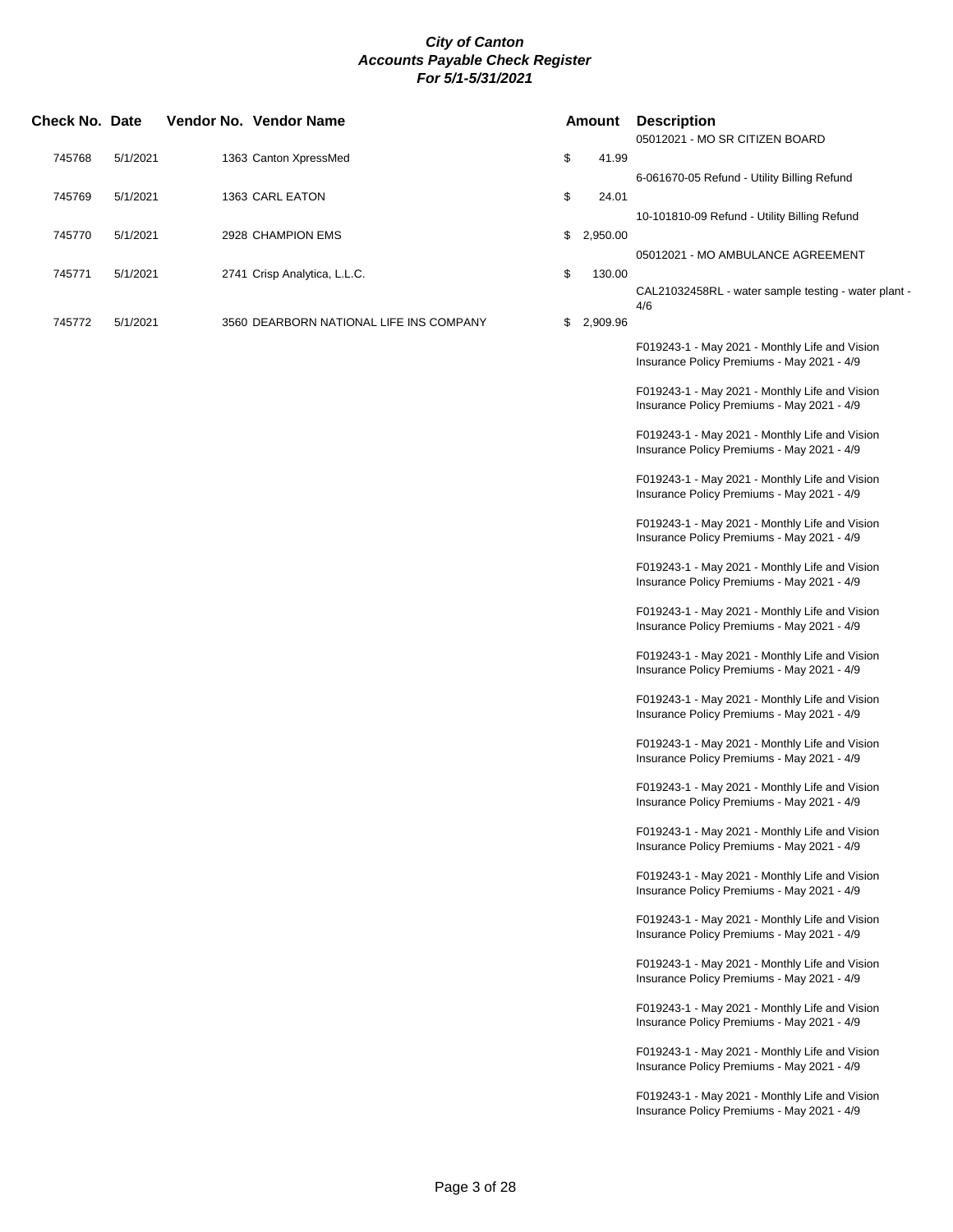**City of Canton**
**Accounts Payable Check Register**
**For 5/1-5/31/2021**

| Check No. | Date | Vendor No. | Vendor Name | Amount | Description |
|---|---|---|---|---|---|
| | | | | | 05012021 - MO SR CITIZEN BOARD |
| 745768 | 5/1/2021 | 1363 | Canton XpressMed | $ 41.99 | 6-061670-05 Refund - Utility Billing Refund |
| 745769 | 5/1/2021 | 1363 | CARL EATON | $ 24.01 | 10-101810-09 Refund - Utility Billing Refund |
| 745770 | 5/1/2021 | 2928 | CHAMPION EMS | $ 2,950.00 | 05012021 - MO AMBULANCE AGREEMENT |
| 745771 | 5/1/2021 | 2741 | Crisp Analytica, L.L.C. | $ 130.00 | CAL21032458RL - water sample testing - water plant - 4/6 |
| 745772 | 5/1/2021 | 3560 | DEARBORN NATIONAL LIFE INS COMPANY | $ 2,909.96 | F019243-1 - May 2021 - Monthly Life and Vision Insurance Policy Premiums - May 2021 - 4/9 |
| | | | | | F019243-1 - May 2021 - Monthly Life and Vision Insurance Policy Premiums - May 2021 - 4/9 |
| | | | | | F019243-1 - May 2021 - Monthly Life and Vision Insurance Policy Premiums - May 2021 - 4/9 |
| | | | | | F019243-1 - May 2021 - Monthly Life and Vision Insurance Policy Premiums - May 2021 - 4/9 |
| | | | | | F019243-1 - May 2021 - Monthly Life and Vision Insurance Policy Premiums - May 2021 - 4/9 |
| | | | | | F019243-1 - May 2021 - Monthly Life and Vision Insurance Policy Premiums - May 2021 - 4/9 |
| | | | | | F019243-1 - May 2021 - Monthly Life and Vision Insurance Policy Premiums - May 2021 - 4/9 |
| | | | | | F019243-1 - May 2021 - Monthly Life and Vision Insurance Policy Premiums - May 2021 - 4/9 |
| | | | | | F019243-1 - May 2021 - Monthly Life and Vision Insurance Policy Premiums - May 2021 - 4/9 |
| | | | | | F019243-1 - May 2021 - Monthly Life and Vision Insurance Policy Premiums - May 2021 - 4/9 |
| | | | | | F019243-1 - May 2021 - Monthly Life and Vision Insurance Policy Premiums - May 2021 - 4/9 |
| | | | | | F019243-1 - May 2021 - Monthly Life and Vision Insurance Policy Premiums - May 2021 - 4/9 |
| | | | | | F019243-1 - May 2021 - Monthly Life and Vision Insurance Policy Premiums - May 2021 - 4/9 |
| | | | | | F019243-1 - May 2021 - Monthly Life and Vision Insurance Policy Premiums - May 2021 - 4/9 |
| | | | | | F019243-1 - May 2021 - Monthly Life and Vision Insurance Policy Premiums - May 2021 - 4/9 |
| | | | | | F019243-1 - May 2021 - Monthly Life and Vision Insurance Policy Premiums - May 2021 - 4/9 |
| | | | | | F019243-1 - May 2021 - Monthly Life and Vision Insurance Policy Premiums - May 2021 - 4/9 |
| | | | | | F019243-1 - May 2021 - Monthly Life and Vision Insurance Policy Premiums - May 2021 - 4/9 |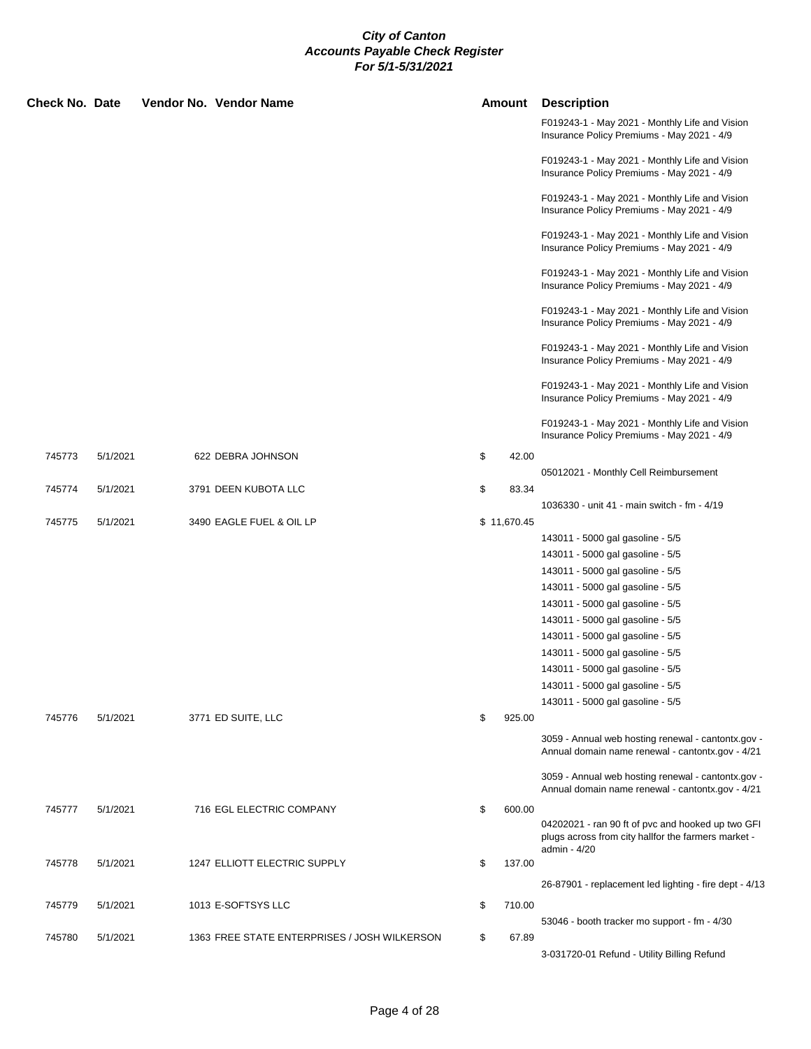# City of Canton
## Accounts Payable Check Register
### For 5/1-5/31/2021

| Check No. | Date | Vendor No. | Vendor Name | Amount | Description |
|---|---|---|---|---|---|
| | | | | | F019243-1 - May 2021 - Monthly Life and Vision Insurance Policy Premiums - May 2021 - 4/9 |
| | | | | | F019243-1 - May 2021 - Monthly Life and Vision Insurance Policy Premiums - May 2021 - 4/9 |
| | | | | | F019243-1 - May 2021 - Monthly Life and Vision Insurance Policy Premiums - May 2021 - 4/9 |
| | | | | | F019243-1 - May 2021 - Monthly Life and Vision Insurance Policy Premiums - May 2021 - 4/9 |
| | | | | | F019243-1 - May 2021 - Monthly Life and Vision Insurance Policy Premiums - May 2021 - 4/9 |
| | | | | | F019243-1 - May 2021 - Monthly Life and Vision Insurance Policy Premiums - May 2021 - 4/9 |
| | | | | | F019243-1 - May 2021 - Monthly Life and Vision Insurance Policy Premiums - May 2021 - 4/9 |
| | | | | | F019243-1 - May 2021 - Monthly Life and Vision Insurance Policy Premiums - May 2021 - 4/9 |
| | | | | | F019243-1 - May 2021 - Monthly Life and Vision Insurance Policy Premiums - May 2021 - 4/9 |
| 745773 | 5/1/2021 | 622 | DEBRA JOHNSON | $ 42.00 | |
| | | | | | 05012021 - Monthly Cell Reimbursement |
| 745774 | 5/1/2021 | 3791 | DEEN KUBOTA LLC | $ 83.34 | |
| | | | | | 1036330 - unit 41 - main switch - fm - 4/19 |
| 745775 | 5/1/2021 | 3490 | EAGLE FUEL & OIL LP | $ 11,670.45 | |
| | | | | | 143011 - 5000 gal gasoline - 5/5 |
| | | | | | 143011 - 5000 gal gasoline - 5/5 |
| | | | | | 143011 - 5000 gal gasoline - 5/5 |
| | | | | | 143011 - 5000 gal gasoline - 5/5 |
| | | | | | 143011 - 5000 gal gasoline - 5/5 |
| | | | | | 143011 - 5000 gal gasoline - 5/5 |
| | | | | | 143011 - 5000 gal gasoline - 5/5 |
| | | | | | 143011 - 5000 gal gasoline - 5/5 |
| | | | | | 143011 - 5000 gal gasoline - 5/5 |
| | | | | | 143011 - 5000 gal gasoline - 5/5 |
| | | | | | 143011 - 5000 gal gasoline - 5/5 |
| 745776 | 5/1/2021 | 3771 | ED SUITE, LLC | $ 925.00 | |
| | | | | | 3059 - Annual web hosting renewal - cantontx.gov - Annual domain name renewal - cantontx.gov - 4/21 |
| | | | | | 3059 - Annual web hosting renewal - cantontx.gov - Annual domain name renewal - cantontx.gov - 4/21 |
| 745777 | 5/1/2021 | 716 | EGL ELECTRIC COMPANY | $ 600.00 | |
| | | | | | 04202021 - ran 90 ft of pvc and hooked up two GFI plugs across from city hallfor the farmers market - admin - 4/20 |
| 745778 | 5/1/2021 | 1247 | ELLIOTT ELECTRIC SUPPLY | $ 137.00 | |
| | | | | | 26-87901 - replacement led lighting - fire dept - 4/13 |
| 745779 | 5/1/2021 | 1013 | E-SOFTSYS LLC | $ 710.00 | |
| | | | | | 53046 - booth tracker mo support - fm - 4/30 |
| 745780 | 5/1/2021 | 1363 | FREE STATE ENTERPRISES / JOSH WILKERSON | $ 67.89 | |
| | | | | | 3-031720-01 Refund - Utility Billing Refund |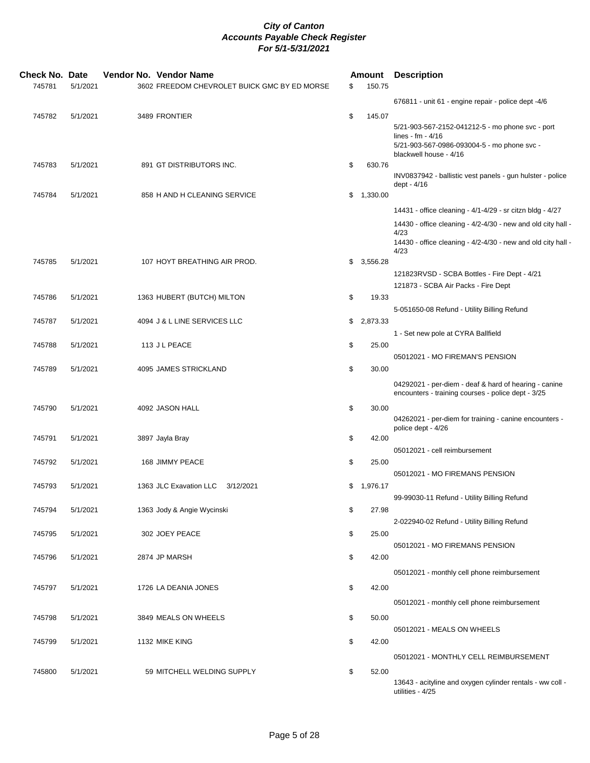***City of Canton***
***Accounts Payable Check Register***
***For 5/1-5/31/2021***

| Check No. | Date | Vendor No. | Vendor Name | Amount | Description |
|---|---|---|---|---|---|
| 745781 | 5/1/2021 | 3602 | FREEDOM CHEVROLET BUICK GMC BY ED MORSE | $ 150.75 | 676811 - unit 61 - engine repair - police dept -4/6 |
| 745782 | 5/1/2021 | 3489 | FRONTIER | $ 145.07 | 5/21-903-567-2152-041212-5 - mo phone svc - port lines - fm - 4/16<br>5/21-903-567-0986-093004-5 - mo phone svc - blackwell house - 4/16 |
| 745783 | 5/1/2021 | 891 | GT DISTRIBUTORS INC. | $ 630.76 | INV0837942 - ballistic vest panels - gun hulster - police dept - 4/16 |
| 745784 | 5/1/2021 | 858 | H AND H CLEANING SERVICE | $ 1,330.00 | 14431 - office cleaning - 4/1-4/29 - sr citzn bldg - 4/27<br>14430 - office cleaning - 4/2-4/30 - new and old city hall - 4/23<br>14430 - office cleaning - 4/2-4/30 - new and old city hall - 4/23 |
| 745785 | 5/1/2021 | 107 | HOYT BREATHING AIR PROD. | $ 3,556.28 | 121823RVSD - SCBA Bottles - Fire Dept - 4/21<br>121873 - SCBA Air Packs - Fire Dept |
| 745786 | 5/1/2021 | 1363 | HUBERT (BUTCH) MILTON | $ 19.33 | 5-051650-08 Refund - Utility Billing Refund |
| 745787 | 5/1/2021 | 4094 | J & L LINE SERVICES LLC | $ 2,873.33 | 1 - Set new pole at CYRA Ballfield |
| 745788 | 5/1/2021 | 113 | J L PEACE | $ 25.00 | 05012021 - MO FIREMAN'S PENSION |
| 745789 | 5/1/2021 | 4095 | JAMES STRICKLAND | $ 30.00 | 04292021 - per-diem - deaf & hard of hearing - canine encounters - training courses - police dept - 3/25 |
| 745790 | 5/1/2021 | 4092 | JASON HALL | $ 30.00 | 04262021 - per-diem for training - canine encounters - police dept - 4/26 |
| 745791 | 5/1/2021 | 3897 | Jayla Bray | $ 42.00 | 05012021 - cell reimbursement |
| 745792 | 5/1/2021 | 168 | JIMMY PEACE | $ 25.00 | 05012021 - MO FIREMANS PENSION |
| 745793 | 5/1/2021 | 1363 | JLC Exavation LLC 3/12/2021 | $ 1,976.17 | 99-99030-11 Refund - Utility Billing Refund |
| 745794 | 5/1/2021 | 1363 | Jody & Angie Wycinski | $ 27.98 | 2-022940-02 Refund - Utility Billing Refund |
| 745795 | 5/1/2021 | 302 | JOEY PEACE | $ 25.00 | 05012021 - MO FIREMANS PENSION |
| 745796 | 5/1/2021 | 2874 | JP MARSH | $ 42.00 | 05012021 - monthly cell phone reimbursement |
| 745797 | 5/1/2021 | 1726 | LA DEANIA JONES | $ 42.00 | 05012021 - monthly cell phone reimbursement |
| 745798 | 5/1/2021 | 3849 | MEALS ON WHEELS | $ 50.00 | 05012021 - MEALS ON WHEELS |
| 745799 | 5/1/2021 | 1132 | MIKE KING | $ 42.00 | 05012021 - MONTHLY CELL REIMBURSEMENT |
| 745800 | 5/1/2021 | 59 | MITCHELL WELDING SUPPLY | $ 52.00 | 13643 - acityline and oxygen cylinder rentals - ww coll - utilities - 4/25 |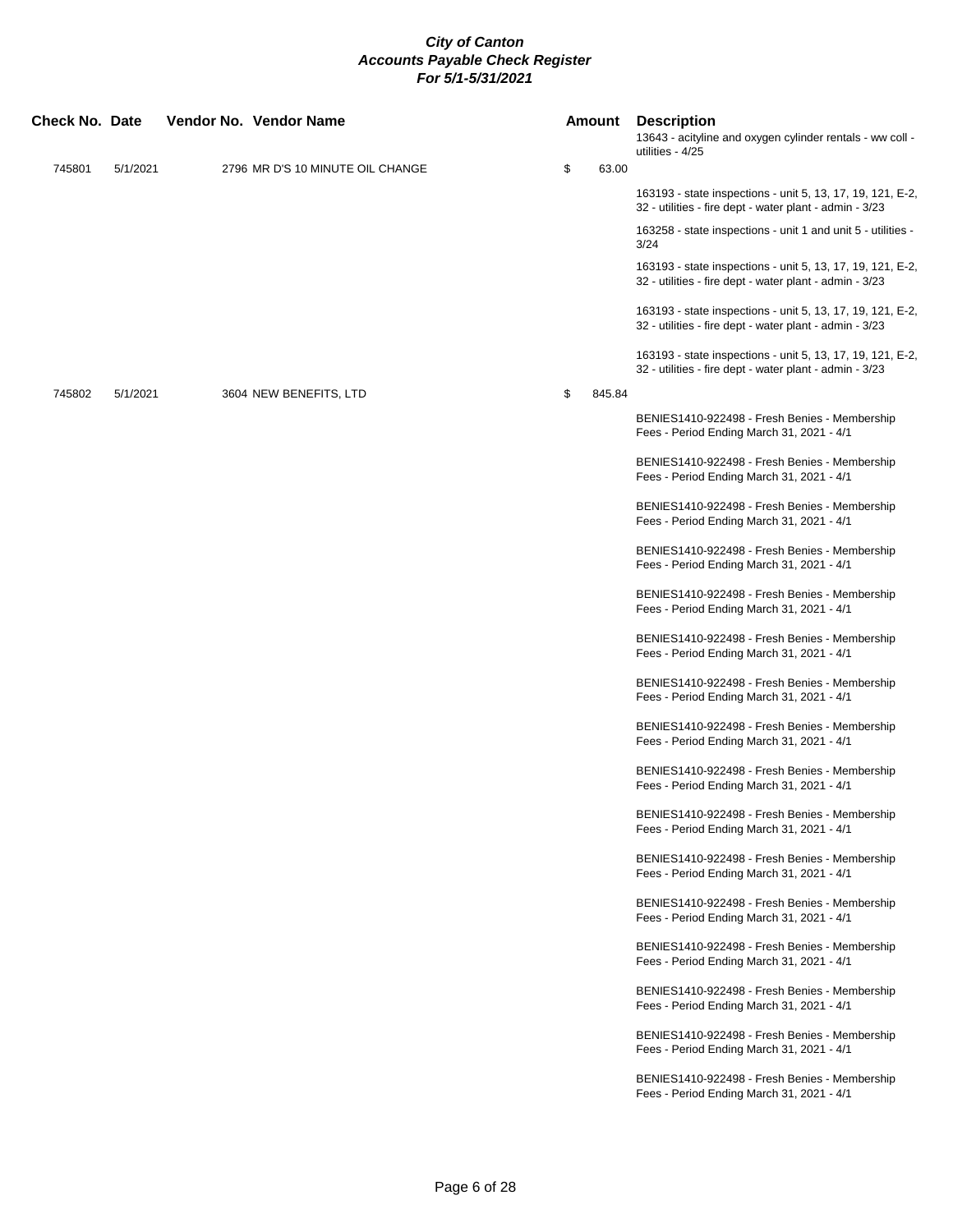**City of Canton**
**Accounts Payable Check Register**
**For 5/1-5/31/2021**

| Check No. | Date | Vendor No. | Vendor Name | Amount | Description |
|---|---|---|---|---|---|
| | | | | | 13643 - acityline and oxygen cylinder rentals - ww coll - utilities - 4/25 |
| 745801 | 5/1/2021 | 2796 | MR D'S 10 MINUTE OIL CHANGE | $ 63.00 | |
| | | | | | 163193 - state inspections - unit 5, 13, 17, 19, 121, E-2, 32 - utilities - fire dept - water plant - admin - 3/23 |
| | | | | | 163258 - state inspections - unit 1 and unit 5 - utilities - 3/24 |
| | | | | | 163193 - state inspections - unit 5, 13, 17, 19, 121, E-2, 32 - utilities - fire dept - water plant - admin - 3/23 |
| | | | | | 163193 - state inspections - unit 5, 13, 17, 19, 121, E-2, 32 - utilities - fire dept - water plant - admin - 3/23 |
| | | | | | 163193 - state inspections - unit 5, 13, 17, 19, 121, E-2, 32 - utilities - fire dept - water plant - admin - 3/23 |
| 745802 | 5/1/2021 | 3604 | NEW BENEFITS, LTD | $ 845.84 | |
| | | | | | BENIES1410-922498 - Fresh Benies - Membership Fees - Period Ending March 31, 2021 - 4/1 |
| | | | | | BENIES1410-922498 - Fresh Benies - Membership Fees - Period Ending March 31, 2021 - 4/1 |
| | | | | | BENIES1410-922498 - Fresh Benies - Membership Fees - Period Ending March 31, 2021 - 4/1 |
| | | | | | BENIES1410-922498 - Fresh Benies - Membership Fees - Period Ending March 31, 2021 - 4/1 |
| | | | | | BENIES1410-922498 - Fresh Benies - Membership Fees - Period Ending March 31, 2021 - 4/1 |
| | | | | | BENIES1410-922498 - Fresh Benies - Membership Fees - Period Ending March 31, 2021 - 4/1 |
| | | | | | BENIES1410-922498 - Fresh Benies - Membership Fees - Period Ending March 31, 2021 - 4/1 |
| | | | | | BENIES1410-922498 - Fresh Benies - Membership Fees - Period Ending March 31, 2021 - 4/1 |
| | | | | | BENIES1410-922498 - Fresh Benies - Membership Fees - Period Ending March 31, 2021 - 4/1 |
| | | | | | BENIES1410-922498 - Fresh Benies - Membership Fees - Period Ending March 31, 2021 - 4/1 |
| | | | | | BENIES1410-922498 - Fresh Benies - Membership Fees - Period Ending March 31, 2021 - 4/1 |
| | | | | | BENIES1410-922498 - Fresh Benies - Membership Fees - Period Ending March 31, 2021 - 4/1 |
| | | | | | BENIES1410-922498 - Fresh Benies - Membership Fees - Period Ending March 31, 2021 - 4/1 |
| | | | | | BENIES1410-922498 - Fresh Benies - Membership Fees - Period Ending March 31, 2021 - 4/1 |
| | | | | | BENIES1410-922498 - Fresh Benies - Membership Fees - Period Ending March 31, 2021 - 4/1 |
| | | | | | BENIES1410-922498 - Fresh Benies - Membership Fees - Period Ending March 31, 2021 - 4/1 |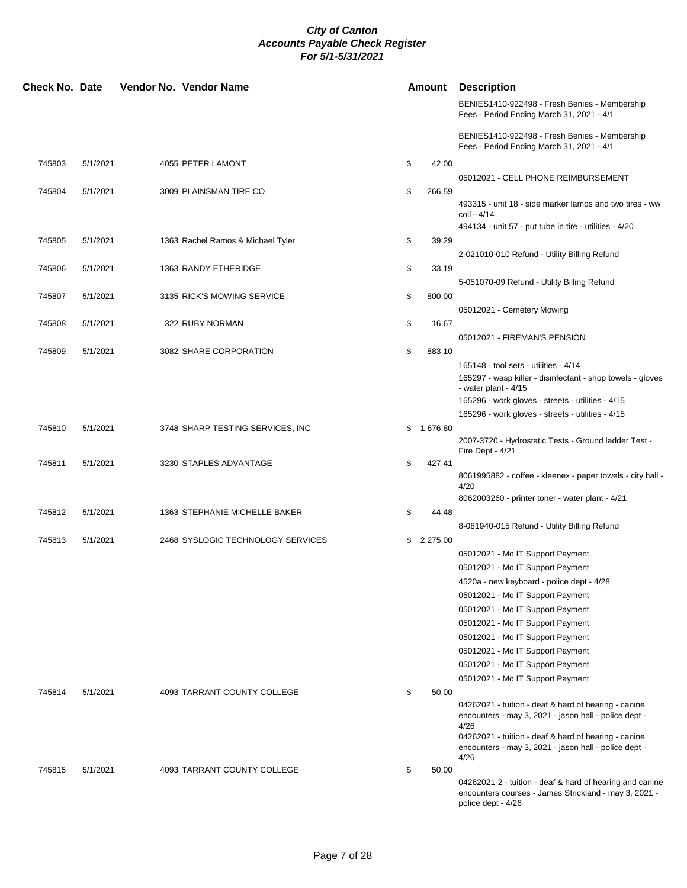# City of Canton
## Accounts Payable Check Register
### For 5/1-5/31/2021

| Check No. | Date | Vendor No. | Vendor Name | Amount | Description |
|---|---|---|---|---|---|
| | | | | | BENIES1410-922498 - Fresh Benies - Membership Fees - Period Ending March 31, 2021 - 4/1 |
| | | | | | BENIES1410-922498 - Fresh Benies - Membership Fees - Period Ending March 31, 2021 - 4/1 |
| 745803 | 5/1/2021 | 4055 | PETER LAMONT | $ 42.00 | |
| | | | | | 05012021 - CELL PHONE REIMBURSEMENT |
| 745804 | 5/1/2021 | 3009 | PLAINSMAN TIRE CO | $ 266.59 | |
| | | | | | 493315 - unit 18 - side marker lamps and two tires - ww coll - 4/14 |
| | | | | | 494134 - unit 57 - put tube in tire - utilities - 4/20 |
| 745805 | 5/1/2021 | 1363 | Rachel Ramos & Michael Tyler | $ 39.29 | |
| | | | | | 2-021010-010 Refund - Utility Billing Refund |
| 745806 | 5/1/2021 | 1363 | RANDY ETHERIDGE | $ 33.19 | |
| | | | | | 5-051070-09 Refund - Utility Billing Refund |
| 745807 | 5/1/2021 | 3135 | RICK'S MOWING SERVICE | $ 800.00 | |
| | | | | | 05012021 - Cemetery Mowing |
| 745808 | 5/1/2021 | 322 | RUBY NORMAN | $ 16.67 | |
| | | | | | 05012021 - FIREMAN'S PENSION |
| 745809 | 5/1/2021 | 3082 | SHARE CORPORATION | $ 883.10 | |
| | | | | | 165148 - tool sets - utilities - 4/14 |
| | | | | | 165297 - wasp killer - disinfectant - shop towels - gloves - water plant - 4/15 |
| | | | | | 165296 - work gloves - streets - utilities - 4/15 |
| | | | | | 165296 - work gloves - streets - utilities - 4/15 |
| 745810 | 5/1/2021 | 3748 | SHARP TESTING SERVICES, INC | $ 1,676.80 | |
| | | | | | 2007-3720 - Hydrostatic Tests - Ground ladder Test - Fire Dept - 4/21 |
| 745811 | 5/1/2021 | 3230 | STAPLES ADVANTAGE | $ 427.41 | |
| | | | | | 8061995882 - coffee - kleenex - paper towels - city hall - 4/20 |
| | | | | | 8062003260 - printer toner - water plant - 4/21 |
| 745812 | 5/1/2021 | 1363 | STEPHANIE MICHELLE BAKER | $ 44.48 | |
| | | | | | 8-081940-015 Refund - Utility Billing Refund |
| 745813 | 5/1/2021 | 2468 | SYSLOGIC TECHNOLOGY SERVICES | $ 2,275.00 | |
| | | | | | 05012021 - Mo IT Support Payment |
| | | | | | 05012021 - Mo IT Support Payment |
| | | | | | 4520a - new keyboard - police dept - 4/28 |
| | | | | | 05012021 - Mo IT Support Payment |
| | | | | | 05012021 - Mo IT Support Payment |
| | | | | | 05012021 - Mo IT Support Payment |
| | | | | | 05012021 - Mo IT Support Payment |
| | | | | | 05012021 - Mo IT Support Payment |
| | | | | | 05012021 - Mo IT Support Payment |
| | | | | | 05012021 - Mo IT Support Payment |
| 745814 | 5/1/2021 | 4093 | TARRANT COUNTY COLLEGE | $ 50.00 | |
| | | | | | 04262021 - tuition - deaf & hard of hearing - canine encounters - may 3, 2021 - jason hall - police dept - 4/26 |
| | | | | | 04262021 - tuition - deaf & hard of hearing - canine encounters - may 3, 2021 - jason hall - police dept - 4/26 |
| 745815 | 5/1/2021 | 4093 | TARRANT COUNTY COLLEGE | $ 50.00 | |
| | | | | | 04262021-2 - tuition - deaf & hard of hearing and canine encounters courses - James Strickland - may 3, 2021 - police dept - 4/26 |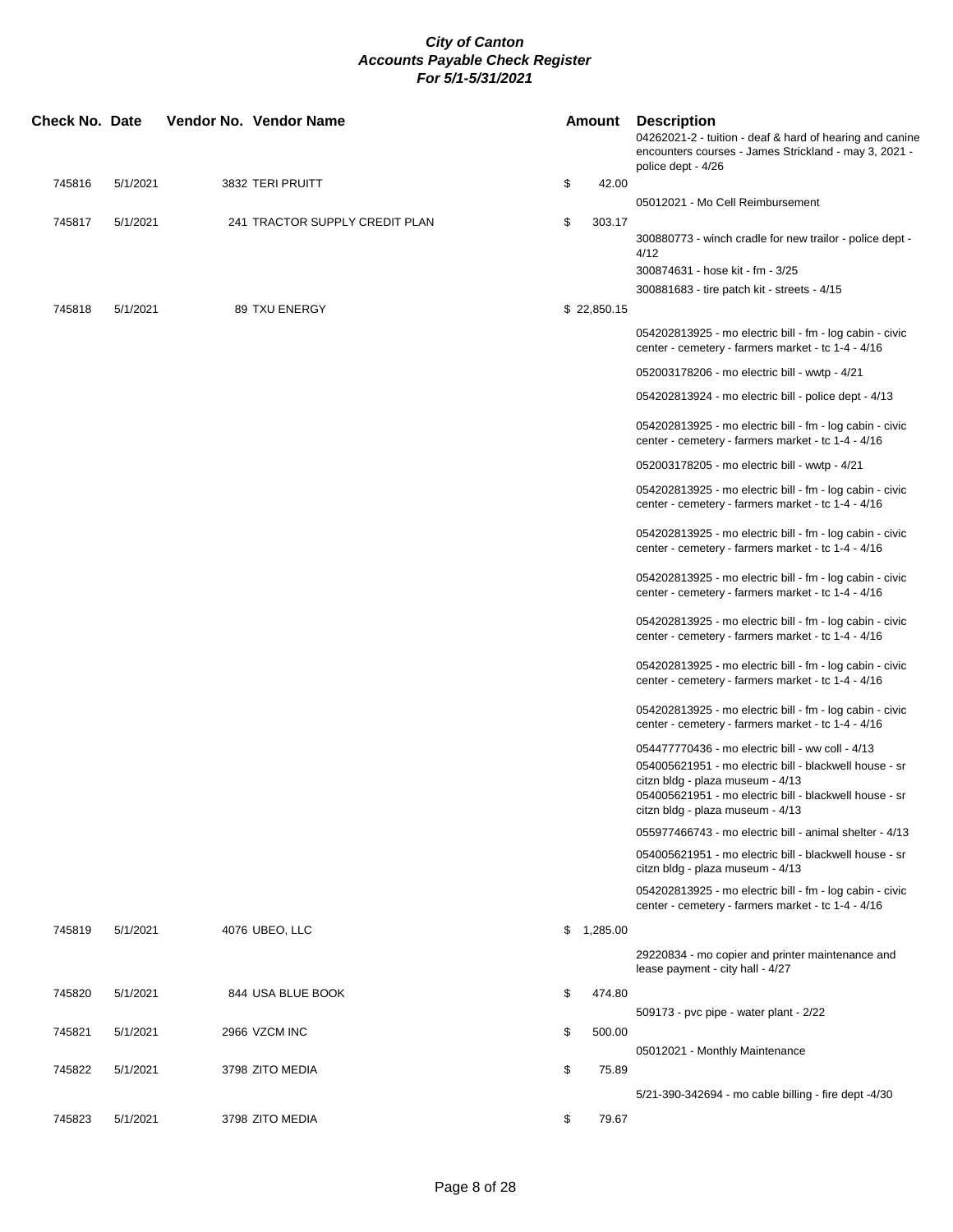**City of Canton**
**Accounts Payable Check Register**
**For 5/1-5/31/2021**

| Check No. | Date | Vendor No. | Vendor Name | Amount | Description |
|---|---|---|---|---|---|
| | | | | | 04262021-2 - tuition - deaf & hard of hearing and canine encounters courses - James Strickland - may 3, 2021 - police dept - 4/26 |
| 745816 | 5/1/2021 | 3832 | TERI PRUITT | $ 42.00 | |
| | | | | | 05012021 - Mo Cell Reimbursement |
| 745817 | 5/1/2021 | 241 | TRACTOR SUPPLY CREDIT PLAN | $ 303.17 | |
| | | | | | 300880773 - winch cradle for new trailor - police dept - 4/12 |
| | | | | | 300874631 - hose kit - fm - 3/25 |
| | | | | | 300881683 - tire patch kit - streets - 4/15 |
| 745818 | 5/1/2021 | 89 | TXU ENERGY | $ 22,850.15 | |
| | | | | | 054202813925 - mo electric bill - fm - log cabin - civic center - cemetery - farmers market - tc 1-4 - 4/16 |
| | | | | | 052003178206 - mo electric bill - wwtp - 4/21 |
| | | | | | 054202813924 - mo electric bill - police dept - 4/13 |
| | | | | | 054202813925 - mo electric bill - fm - log cabin - civic center - cemetery - farmers market - tc 1-4 - 4/16 |
| | | | | | 052003178205 - mo electric bill - wwtp - 4/21 |
| | | | | | 054202813925 - mo electric bill - fm - log cabin - civic center - cemetery - farmers market - tc 1-4 - 4/16 |
| | | | | | 054202813925 - mo electric bill - fm - log cabin - civic center - cemetery - farmers market - tc 1-4 - 4/16 |
| | | | | | 054202813925 - mo electric bill - fm - log cabin - civic center - cemetery - farmers market - tc 1-4 - 4/16 |
| | | | | | 054202813925 - mo electric bill - fm - log cabin - civic center - cemetery - farmers market - tc 1-4 - 4/16 |
| | | | | | 054202813925 - mo electric bill - fm - log cabin - civic center - cemetery - farmers market - tc 1-4 - 4/16 |
| | | | | | 054202813925 - mo electric bill - fm - log cabin - civic center - cemetery - farmers market - tc 1-4 - 4/16 |
| | | | | | 054477770436 - mo electric bill - ww coll - 4/13 |
| | | | | | 054005621951 - mo electric bill - blackwell house - sr citzn bldg - plaza museum - 4/13 |
| | | | | | 054005621951 - mo electric bill - blackwell house - sr citzn bldg - plaza museum - 4/13 |
| | | | | | 055977466743 - mo electric bill - animal shelter - 4/13 |
| | | | | | 054005621951 - mo electric bill - blackwell house - sr citzn bldg - plaza museum - 4/13 |
| | | | | | 054202813925 - mo electric bill - fm - log cabin - civic center - cemetery - farmers market - tc 1-4 - 4/16 |
| 745819 | 5/1/2021 | 4076 | UBEO, LLC | $ 1,285.00 | |
| | | | | | 29220834 - mo copier and printer maintenance and lease payment - city hall - 4/27 |
| 745820 | 5/1/2021 | 844 | USA BLUE BOOK | $ 474.80 | |
| | | | | | 509173 - pvc pipe - water plant - 2/22 |
| 745821 | 5/1/2021 | 2966 | VZCM INC | $ 500.00 | |
| | | | | | 05012021 - Monthly Maintenance |
| 745822 | 5/1/2021 | 3798 | ZITO MEDIA | $ 75.89 | |
| | | | | | 5/21-390-342694 - mo cable billing - fire dept -4/30 |
| 745823 | 5/1/2021 | 3798 | ZITO MEDIA | $ 79.67 | |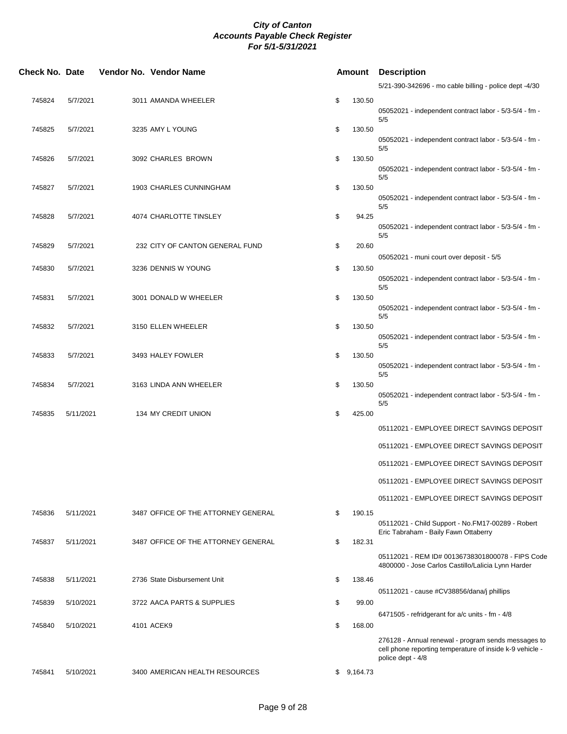**City of Canton**
**Accounts Payable Check Register**
**For 5/1-5/31/2021**

| Check No. | Date | Vendor No. | Vendor Name | Amount | Description |
|---|---|---|---|---|---|
| | | | | | 5/21-390-342696 - mo cable billing - police dept -4/30 |
| 745824 | 5/7/2021 | 3011 | AMANDA WHEELER | $ 130.50 | 05052021 - independent contract labor - 5/3-5/4 - fm - 5/5 |
| 745825 | 5/7/2021 | 3235 | AMY L YOUNG | $ 130.50 | 05052021 - independent contract labor - 5/3-5/4 - fm - 5/5 |
| 745826 | 5/7/2021 | 3092 | CHARLES BROWN | $ 130.50 | 05052021 - independent contract labor - 5/3-5/4 - fm - 5/5 |
| 745827 | 5/7/2021 | 1903 | CHARLES CUNNINGHAM | $ 130.50 | 05052021 - independent contract labor - 5/3-5/4 - fm - 5/5 |
| 745828 | 5/7/2021 | 4074 | CHARLOTTE TINSLEY | $ 94.25 | 05052021 - independent contract labor - 5/3-5/4 - fm - 5/5 |
| 745829 | 5/7/2021 | 232 | CITY OF CANTON GENERAL FUND | $ 20.60 | 05052021 - muni court over deposit - 5/5 |
| 745830 | 5/7/2021 | 3236 | DENNIS W YOUNG | $ 130.50 | 05052021 - independent contract labor - 5/3-5/4 - fm - 5/5 |
| 745831 | 5/7/2021 | 3001 | DONALD W WHEELER | $ 130.50 | 05052021 - independent contract labor - 5/3-5/4 - fm - 5/5 |
| 745832 | 5/7/2021 | 3150 | ELLEN WHEELER | $ 130.50 | 05052021 - independent contract labor - 5/3-5/4 - fm - 5/5 |
| 745833 | 5/7/2021 | 3493 | HALEY FOWLER | $ 130.50 | 05052021 - independent contract labor - 5/3-5/4 - fm - 5/5 |
| 745834 | 5/7/2021 | 3163 | LINDA ANN WHEELER | $ 130.50 | 05052021 - independent contract labor - 5/3-5/4 - fm - 5/5 |
| 745835 | 5/11/2021 | 134 | MY CREDIT UNION | $ 425.00 | 05112021 - EMPLOYEE DIRECT SAVINGS DEPOSIT |
| | | | | | 05112021 - EMPLOYEE DIRECT SAVINGS DEPOSIT |
| | | | | | 05112021 - EMPLOYEE DIRECT SAVINGS DEPOSIT |
| | | | | | 05112021 - EMPLOYEE DIRECT SAVINGS DEPOSIT |
| | | | | | 05112021 - EMPLOYEE DIRECT SAVINGS DEPOSIT |
| 745836 | 5/11/2021 | 3487 | OFFICE OF THE ATTORNEY GENERAL | $ 190.15 | 05112021 - Child Support - No.FM17-00289 - Robert Eric Tabraham - Baily Fawn Ottaberry |
| 745837 | 5/11/2021 | 3487 | OFFICE OF THE ATTORNEY GENERAL | $ 182.31 | 05112021 - REM ID# 00136738301800078 - FIPS Code 4800000 - Jose Carlos Castillo/Lalicia Lynn Harder |
| 745838 | 5/11/2021 | 2736 | State Disbursement Unit | $ 138.46 | 05112021 - cause #CV38856/dana/j phillips |
| 745839 | 5/10/2021 | 3722 | AACA PARTS & SUPPLIES | $ 99.00 | 6471505 - refridgerant for a/c units - fm - 4/8 |
| 745840 | 5/10/2021 | 4101 | ACEK9 | $ 168.00 | 276128 - Annual renewal - program sends messages to cell phone reporting temperature of inside k-9 vehicle - police dept - 4/8 |
| 745841 | 5/10/2021 | 3400 | AMERICAN HEALTH RESOURCES | $ 9,164.73 | |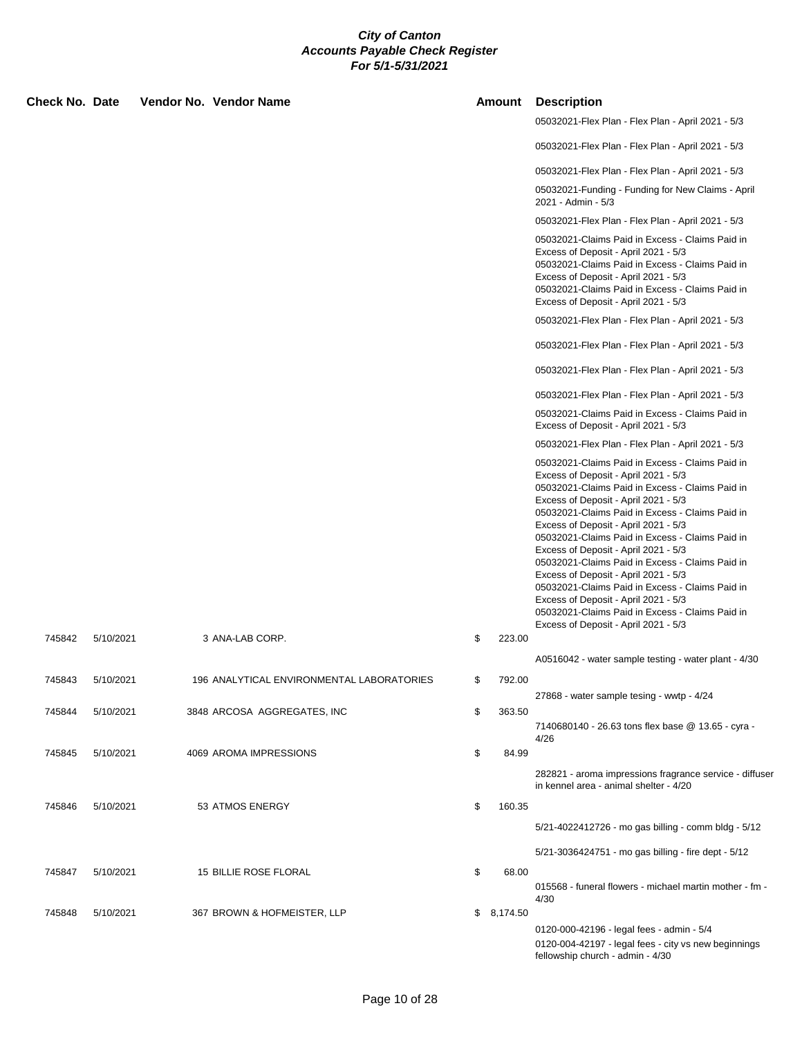# City of Canton
## Accounts Payable Check Register
### For 5/1-5/31/2021

| Check No. | Date | Vendor No. | Vendor Name | Amount | Description |
|---|---|---|---|---|---|
| | | | | | 05032021-Flex Plan - Flex Plan - April 2021 - 5/3 |
| | | | | | 05032021-Flex Plan - Flex Plan - April 2021 - 5/3 |
| | | | | | 05032021-Flex Plan - Flex Plan - April 2021 - 5/3 |
| | | | | | 05032021-Funding - Funding for New Claims - April 2021 - Admin - 5/3 |
| | | | | | 05032021-Flex Plan - Flex Plan - April 2021 - 5/3 |
| | | | | | 05032021-Claims Paid in Excess - Claims Paid in Excess of Deposit - April 2021 - 5/3 |
| | | | | | 05032021-Claims Paid in Excess - Claims Paid in Excess of Deposit - April 2021 - 5/3 |
| | | | | | 05032021-Claims Paid in Excess - Claims Paid in Excess of Deposit - April 2021 - 5/3 |
| | | | | | 05032021-Flex Plan - Flex Plan - April 2021 - 5/3 |
| | | | | | 05032021-Flex Plan - Flex Plan - April 2021 - 5/3 |
| | | | | | 05032021-Flex Plan - Flex Plan - April 2021 - 5/3 |
| | | | | | 05032021-Flex Plan - Flex Plan - April 2021 - 5/3 |
| | | | | | 05032021-Claims Paid in Excess - Claims Paid in Excess of Deposit - April 2021 - 5/3 |
| | | | | | 05032021-Flex Plan - Flex Plan - April 2021 - 5/3 |
| | | | | | 05032021-Claims Paid in Excess - Claims Paid in Excess of Deposit - April 2021 - 5/3 |
| | | | | | 05032021-Claims Paid in Excess - Claims Paid in Excess of Deposit - April 2021 - 5/3 |
| | | | | | 05032021-Claims Paid in Excess - Claims Paid in Excess of Deposit - April 2021 - 5/3 |
| | | | | | 05032021-Claims Paid in Excess - Claims Paid in Excess of Deposit - April 2021 - 5/3 |
| | | | | | 05032021-Claims Paid in Excess - Claims Paid in Excess of Deposit - April 2021 - 5/3 |
| | | | | | 05032021-Claims Paid in Excess - Claims Paid in Excess of Deposit - April 2021 - 5/3 |
| | | | | | 05032021-Claims Paid in Excess - Claims Paid in Excess of Deposit - April 2021 - 5/3 |
| 745842 | 5/10/2021 | 3 | ANA-LAB CORP. | $ 223.00 | |
| | | | | | A0516042 - water sample testing - water plant - 4/30 |
| 745843 | 5/10/2021 | 196 | ANALYTICAL ENVIRONMENTAL LABORATORIES | $ 792.00 | |
| | | | | | 27868 - water sample tesing - wwtp - 4/24 |
| 745844 | 5/10/2021 | 3848 | ARCOSA AGGREGATES, INC | $ 363.50 | |
| | | | | | 7140680140 - 26.63 tons flex base @ 13.65 - cyra - 4/26 |
| 745845 | 5/10/2021 | 4069 | AROMA IMPRESSIONS | $ 84.99 | |
| | | | | | 282821 - aroma impressions fragrance service - diffuser in kennel area - animal shelter - 4/20 |
| 745846 | 5/10/2021 | 53 | ATMOS ENERGY | $ 160.35 | |
| | | | | | 5/21-4022412726 - mo gas billing - comm bldg - 5/12 |
| | | | | | 5/21-3036424751 - mo gas billing - fire dept - 5/12 |
| 745847 | 5/10/2021 | 15 | BILLIE ROSE FLORAL | $ 68.00 | |
| | | | | | 015568 - funeral flowers - michael martin mother - fm - 4/30 |
| 745848 | 5/10/2021 | 367 | BROWN & HOFMEISTER, LLP | $ 8,174.50 | |
| | | | | | 0120-000-42196 - legal fees - admin - 5/4 |
| | | | | | 0120-004-42197 - legal fees - city vs new beginnings fellowship church - admin - 4/30 |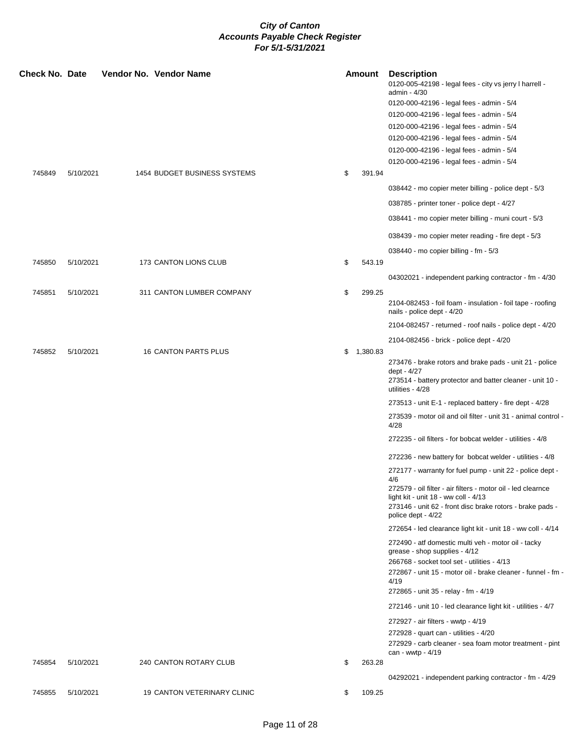# City of Canton
## Accounts Payable Check Register
### For 5/1-5/31/2021

| Check No. | Date | Vendor No. | Vendor Name | Amount | Description |
|---|---|---|---|---|---|
| | | | | | 0120-005-42198 - legal fees - city vs jerry l harrell - admin - 4/30 |
| | | | | | 0120-000-42196 - legal fees - admin - 5/4 |
| | | | | | 0120-000-42196 - legal fees - admin - 5/4 |
| | | | | | 0120-000-42196 - legal fees - admin - 5/4 |
| | | | | | 0120-000-42196 - legal fees - admin - 5/4 |
| | | | | | 0120-000-42196 - legal fees - admin - 5/4 |
| | | | | | 0120-000-42196 - legal fees - admin - 5/4 |
| 745849 | 5/10/2021 | 1454 | BUDGET BUSINESS SYSTEMS | $ 391.94 | |
| | | | | | 038442 - mo copier meter billing - police dept - 5/3 |
| | | | | | 038785 - printer toner - police dept - 4/27 |
| | | | | | 038441 - mo copier meter billing - muni court - 5/3 |
| | | | | | 038439 - mo copier meter reading - fire dept - 5/3 |
| | | | | | 038440 - mo copier billing - fm - 5/3 |
| 745850 | 5/10/2021 | 173 | CANTON LIONS CLUB | $ 543.19 | |
| | | | | | 04302021 - independent parking contractor - fm - 4/30 |
| 745851 | 5/10/2021 | 311 | CANTON LUMBER COMPANY | $ 299.25 | |
| | | | | | 2104-082453 - foil foam - insulation - foil tape - roofing nails - police dept - 4/20 |
| | | | | | 2104-082457 - returned - roof nails - police dept - 4/20 |
| | | | | | 2104-082456 - brick - police dept - 4/20 |
| 745852 | 5/10/2021 | 16 | CANTON PARTS PLUS | $ 1,380.83 | |
| | | | | | 273476 - brake rotors and brake pads - unit 21 - police dept - 4/27 |
| | | | | | 273514 - battery protector and batter cleaner - unit 10 - utilities - 4/28 |
| | | | | | 273513 - unit E-1 - replaced battery - fire dept - 4/28 |
| | | | | | 273539 - motor oil and oil filter - unit 31 - animal control - 4/28 |
| | | | | | 272235 - oil filters - for bobcat welder - utilities - 4/8 |
| | | | | | 272236 - new battery for bobcat welder - utilities - 4/8 |
| | | | | | 272177 - warranty for fuel pump - unit 22 - police dept - 4/6 |
| | | | | | 272579 - oil filter - air filters - motor oil - led clearnce light kit - unit 18 - ww coll - 4/13 |
| | | | | | 273146 - unit 62 - front disc brake rotors - brake pads - police dept - 4/22 |
| | | | | | 272654 - led clearance light kit - unit 18 - ww coll - 4/14 |
| | | | | | 272490 - atf domestic multi veh - motor oil - tacky grease - shop supplies - 4/12 |
| | | | | | 266768 - socket tool set - utilities - 4/13 |
| | | | | | 272867 - unit 15 - motor oil - brake cleaner - funnel - fm - 4/19 |
| | | | | | 272865 - unit 35 - relay - fm - 4/19 |
| | | | | | 272146 - unit 10 - led clearance light kit - utilities - 4/7 |
| | | | | | 272927 - air filters - wwtp - 4/19 |
| | | | | | 272928 - quart can - utilities - 4/20 |
| | | | | | 272929 - carb cleaner - sea foam motor treatment - pint can - wwtp - 4/19 |
| 745854 | 5/10/2021 | 240 | CANTON ROTARY CLUB | $ 263.28 | |
| | | | | | 04292021 - independent parking contractor - fm - 4/29 |
| 745855 | 5/10/2021 | 19 | CANTON VETERINARY CLINIC | $ 109.25 | |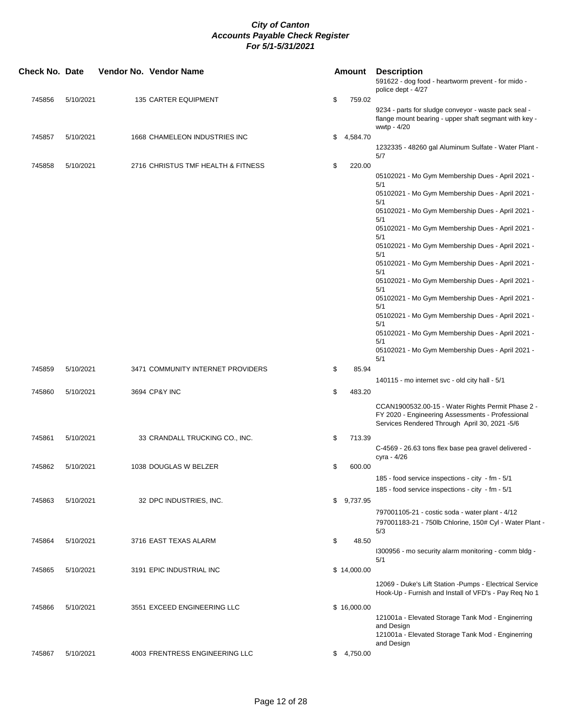# City of Canton
## Accounts Payable Check Register
### For 5/1-5/31/2021

| Check No. | Date | Vendor No. | Vendor Name | Amount | Description |
|---|---|---|---|---|---|
| | | | | | 591622 - dog food - heartworm prevent - for mido - police dept - 4/27 |
| 745856 | 5/10/2021 | 135 | CARTER EQUIPMENT | $ 759.02 | |
| | | | | | 9234 - parts for sludge conveyor - waste pack seal - flange mount bearing - upper shaft segmant with key - wwtp - 4/20 |
| 745857 | 5/10/2021 | 1668 | CHAMELEON INDUSTRIES INC | $ 4,584.70 | |
| | | | | | 1232335 - 48260 gal Aluminum Sulfate - Water Plant - 5/7 |
| 745858 | 5/10/2021 | 2716 | CHRISTUS TMF HEALTH & FITNESS | $ 220.00 | |
| | | | | | 05102021 - Mo Gym Membership Dues - April 2021 - 5/1 |
| | | | | | 05102021 - Mo Gym Membership Dues - April 2021 - 5/1 |
| | | | | | 05102021 - Mo Gym Membership Dues - April 2021 - 5/1 |
| | | | | | 05102021 - Mo Gym Membership Dues - April 2021 - 5/1 |
| | | | | | 05102021 - Mo Gym Membership Dues - April 2021 - 5/1 |
| | | | | | 05102021 - Mo Gym Membership Dues - April 2021 - 5/1 |
| | | | | | 05102021 - Mo Gym Membership Dues - April 2021 - 5/1 |
| | | | | | 05102021 - Mo Gym Membership Dues - April 2021 - 5/1 |
| | | | | | 05102021 - Mo Gym Membership Dues - April 2021 - 5/1 |
| | | | | | 05102021 - Mo Gym Membership Dues - April 2021 - 5/1 |
| | | | | | 05102021 - Mo Gym Membership Dues - April 2021 - 5/1 |
| 745859 | 5/10/2021 | 3471 | COMMUNITY INTERNET PROVIDERS | $ 85.94 | |
| | | | | | 140115 - mo internet svc - old city hall - 5/1 |
| 745860 | 5/10/2021 | 3694 | CP&Y INC | $ 483.20 | |
| | | | | | CCAN1900532.00-15 - Water Rights Permit Phase 2 - FY 2020 - Engineering Assessments - Professional Services Rendered Through April 30, 2021 -5/6 |
| 745861 | 5/10/2021 | 33 | CRANDALL TRUCKING CO., INC. | $ 713.39 | |
| | | | | | C-4569 - 26.63 tons flex base pea gravel delivered - cyra - 4/26 |
| 745862 | 5/10/2021 | 1038 | DOUGLAS W BELZER | $ 600.00 | |
| | | | | | 185 - food service inspections - city - fm - 5/1 |
| | | | | | 185 - food service inspections - city - fm - 5/1 |
| 745863 | 5/10/2021 | 32 | DPC INDUSTRIES, INC. | $ 9,737.95 | |
| | | | | | 797001105-21 - costic soda - water plant - 4/12 |
| | | | | | 797001183-21 - 750lb Chlorine, 150# Cyl - Water Plant - 5/3 |
| 745864 | 5/10/2021 | 3716 | EAST TEXAS ALARM | $ 48.50 | |
| | | | | | I300956 - mo security alarm monitoring - comm bldg - 5/1 |
| 745865 | 5/10/2021 | 3191 | EPIC INDUSTRIAL INC | $ 14,000.00 | |
| | | | | | 12069 - Duke's Lift Station -Pumps - Electrical Service Hook-Up - Furnish and Install of VFD's - Pay Req No 1 |
| 745866 | 5/10/2021 | 3551 | EXCEED ENGINEERING LLC | $ 16,000.00 | |
| | | | | | 121001a - Elevated Storage Tank Mod - Enginerring and Design |
| | | | | | 121001a - Elevated Storage Tank Mod - Enginerring and Design |
| 745867 | 5/10/2021 | 4003 | FRENTRESS ENGINEERING LLC | $ 4,750.00 | |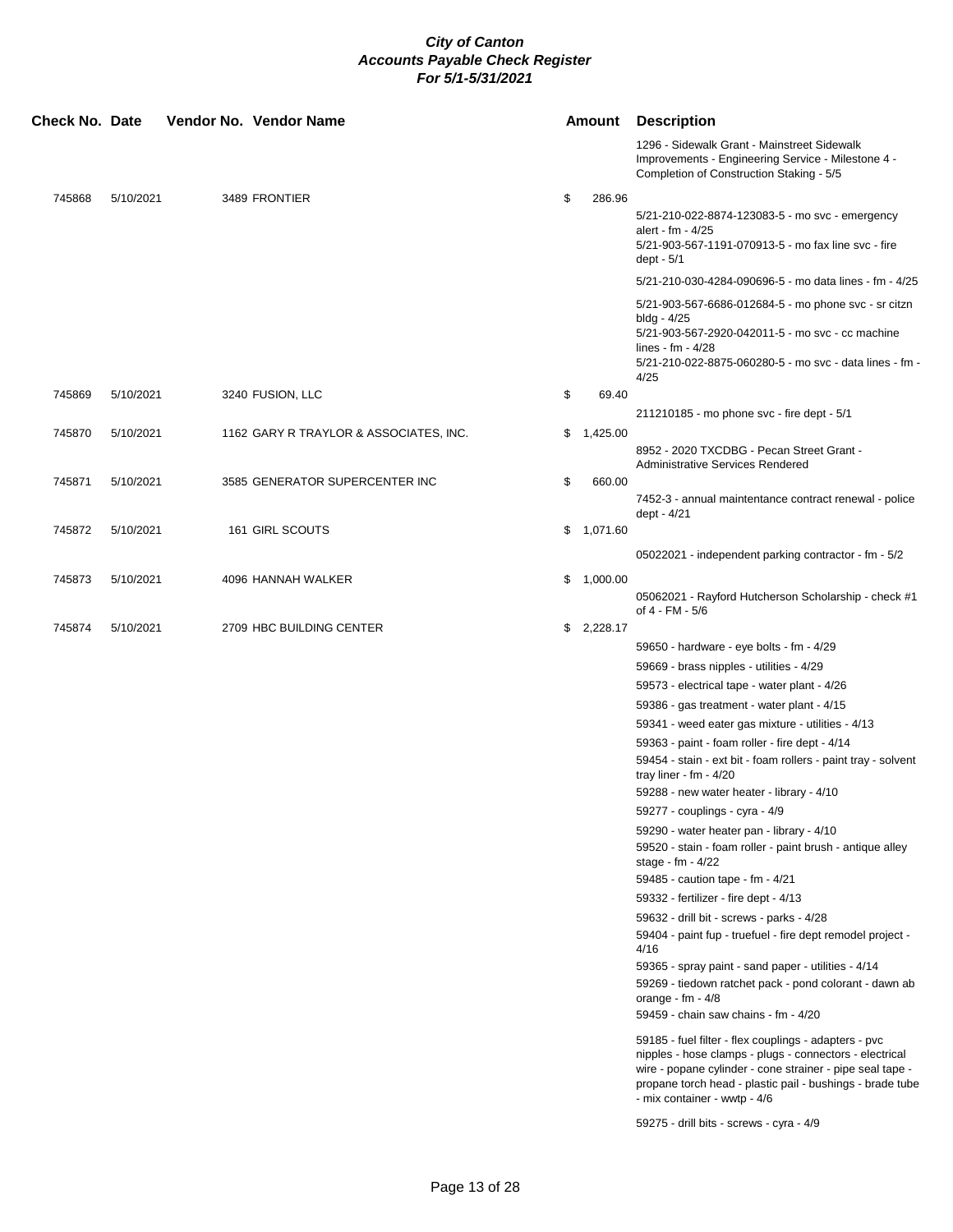# City of Canton
## Accounts Payable Check Register
### For 5/1-5/31/2021

| Check No. | Date | Vendor No. | Vendor Name | Amount | Description |
|---|---|---|---|---|---|
| | | | | | 1296 - Sidewalk Grant - Mainstreet Sidewalk Improvements - Engineering Service - Milestone 4 - Completion of Construction Staking - 5/5 |
| 745868 | 5/10/2021 | 3489 | FRONTIER | $ 286.96 | |
| | | | | | 5/21-210-022-8874-123083-5 - mo svc - emergency alert - fm - 4/25 |
| | | | | | 5/21-903-567-1191-070913-5 - mo fax line svc - fire dept - 5/1 |
| | | | | | 5/21-210-030-4284-090696-5 - mo data lines - fm - 4/25 |
| | | | | | 5/21-903-567-6686-012684-5 - mo phone svc - sr citzn bldg - 4/25 |
| | | | | | 5/21-903-567-2920-042011-5 - mo svc - cc machine lines - fm - 4/28 |
| | | | | | 5/21-210-022-8875-060280-5 - mo svc - data lines - fm - 4/25 |
| 745869 | 5/10/2021 | 3240 | FUSION, LLC | $ 69.40 | |
| | | | | | 211210185 - mo phone svc - fire dept - 5/1 |
| 745870 | 5/10/2021 | 1162 | GARY R TRAYLOR & ASSOCIATES, INC. | $ 1,425.00 | |
| | | | | | 8952 - 2020 TXCDBG - Pecan Street Grant - Administrative Services Rendered |
| 745871 | 5/10/2021 | 3585 | GENERATOR SUPERCENTER INC | $ 660.00 | |
| | | | | | 7452-3 - annual maintentance contract renewal - police dept - 4/21 |
| 745872 | 5/10/2021 | 161 | GIRL SCOUTS | $ 1,071.60 | |
| | | | | | 05022021 - independent parking contractor - fm - 5/2 |
| 745873 | 5/10/2021 | 4096 | HANNAH WALKER | $ 1,000.00 | |
| | | | | | 05062021 - Rayford Hutcherson Scholarship - check #1 of 4 - FM - 5/6 |
| 745874 | 5/10/2021 | 2709 | HBC BUILDING CENTER | $ 2,228.17 | |
| | | | | | 59650 - hardware - eye bolts - fm - 4/29 |
| | | | | | 59669 - brass nipples - utilities - 4/29 |
| | | | | | 59573 - electrical tape - water plant - 4/26 |
| | | | | | 59386 - gas treatment - water plant - 4/15 |
| | | | | | 59341 - weed eater gas mixture - utilities - 4/13 |
| | | | | | 59363 - paint - foam roller - fire dept - 4/14 |
| | | | | | 59454 - stain - ext bit - foam rollers - paint tray - solvent tray liner - fm - 4/20 |
| | | | | | 59288 - new water heater - library - 4/10 |
| | | | | | 59277 - couplings - cyra - 4/9 |
| | | | | | 59290 - water heater pan - library - 4/10 |
| | | | | | 59520 - stain - foam roller - paint brush - antique alley stage - fm - 4/22 |
| | | | | | 59485 - caution tape - fm - 4/21 |
| | | | | | 59332 - fertilizer - fire dept - 4/13 |
| | | | | | 59632 - drill bit - screws - parks - 4/28 |
| | | | | | 59404 - paint fup - truefuel - fire dept remodel project - 4/16 |
| | | | | | 59365 - spray paint - sand paper - utilities - 4/14 |
| | | | | | 59269 - tiedown ratchet pack - pond colorant - dawn ab orange - fm - 4/8 |
| | | | | | 59459 - chain saw chains - fm - 4/20 |
| | | | | | 59185 - fuel filter - flex couplings - adapters - pvc nipples - hose clamps - plugs - connectors - electrical wire - popane cylinder - cone strainer - pipe seal tape - propane torch head - plastic pail - bushings - brade tube - mix container - wwtp - 4/6 |
| | | | | | 59275 - drill bits - screws - cyra - 4/9 |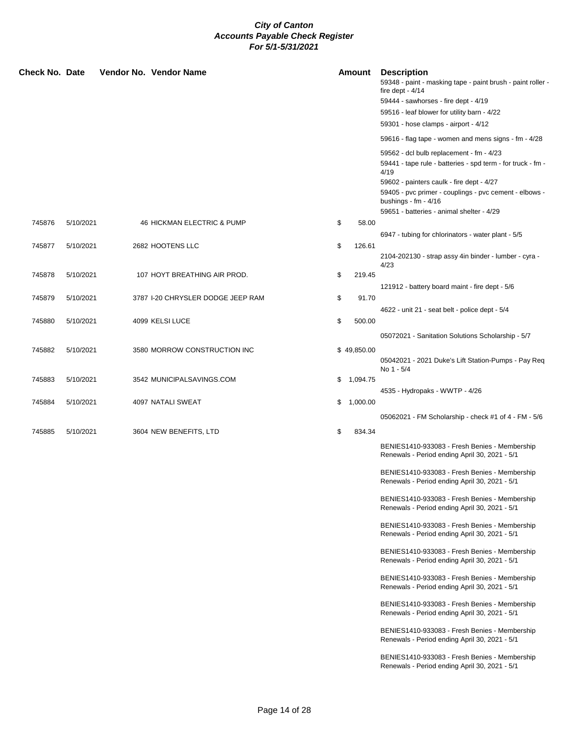**City of Canton**
**Accounts Payable Check Register**
**For 5/1-5/31/2021**

| Check No. | Date | Vendor No. | Vendor Name | Amount | Description |
|---|---|---|---|---|---|
| | | | | | 59348 - paint - masking tape - paint brush - paint roller - fire dept - 4/14 |
| | | | | | 59444 - sawhorses - fire dept - 4/19 |
| | | | | | 59516 - leaf blower for utility barn - 4/22 |
| | | | | | 59301 - hose clamps - airport - 4/12 |
| | | | | | 59616 - flag tape - women and mens signs - fm - 4/28 |
| | | | | | 59562 - dcl bulb replacement - fm - 4/23 |
| | | | | | 59441 - tape rule - batteries - spd term - for truck - fm - 4/19 |
| | | | | | 59602 - painters caulk - fire dept - 4/27 |
| | | | | | 59405 - pvc primer - couplings - pvc cement - elbows - bushings - fm - 4/16 |
| | | | | | 59651 - batteries - animal shelter - 4/29 |
| 745876 | 5/10/2021 | 46 | HICKMAN ELECTRIC & PUMP | $ 58.00 | |
| | | | | | 6947 - tubing for chlorinators - water plant - 5/5 |
| 745877 | 5/10/2021 | 2682 | HOOTENS LLC | $ 126.61 | |
| | | | | | 2104-202130 - strap assy 4in binder - lumber - cyra - 4/23 |
| 745878 | 5/10/2021 | 107 | HOYT BREATHING AIR PROD. | $ 219.45 | |
| | | | | | 121912 - battery board maint - fire dept - 5/6 |
| 745879 | 5/10/2021 | 3787 | I-20 CHRYSLER DODGE JEEP RAM | $ 91.70 | |
| | | | | | 4622 - unit 21 - seat belt - police dept - 5/4 |
| 745880 | 5/10/2021 | 4099 | KELSI LUCE | $ 500.00 | |
| | | | | | 05072021 - Sanitation Solutions Scholarship - 5/7 |
| 745882 | 5/10/2021 | 3580 | MORROW CONSTRUCTION INC | $ 49,850.00 | |
| | | | | | 05042021 - 2021 Duke's Lift Station-Pumps - Pay Req No 1 - 5/4 |
| 745883 | 5/10/2021 | 3542 | MUNICIPALSAVINGS.COM | $ 1,094.75 | |
| | | | | | 4535 - Hydropaks - WWTP - 4/26 |
| 745884 | 5/10/2021 | 4097 | NATALI SWEAT | $ 1,000.00 | |
| | | | | | 05062021 - FM Scholarship - check #1 of 4 - FM - 5/6 |
| 745885 | 5/10/2021 | 3604 | NEW BENEFITS, LTD | $ 834.34 | |
| | | | | | BENIES1410-933083 - Fresh Benies - Membership Renewals - Period ending April 30, 2021 - 5/1 |
| | | | | | BENIES1410-933083 - Fresh Benies - Membership Renewals - Period ending April 30, 2021 - 5/1 |
| | | | | | BENIES1410-933083 - Fresh Benies - Membership Renewals - Period ending April 30, 2021 - 5/1 |
| | | | | | BENIES1410-933083 - Fresh Benies - Membership Renewals - Period ending April 30, 2021 - 5/1 |
| | | | | | BENIES1410-933083 - Fresh Benies - Membership Renewals - Period ending April 30, 2021 - 5/1 |
| | | | | | BENIES1410-933083 - Fresh Benies - Membership Renewals - Period ending April 30, 2021 - 5/1 |
| | | | | | BENIES1410-933083 - Fresh Benies - Membership Renewals - Period ending April 30, 2021 - 5/1 |
| | | | | | BENIES1410-933083 - Fresh Benies - Membership Renewals - Period ending April 30, 2021 - 5/1 |
| | | | | | BENIES1410-933083 - Fresh Benies - Membership Renewals - Period ending April 30, 2021 - 5/1 |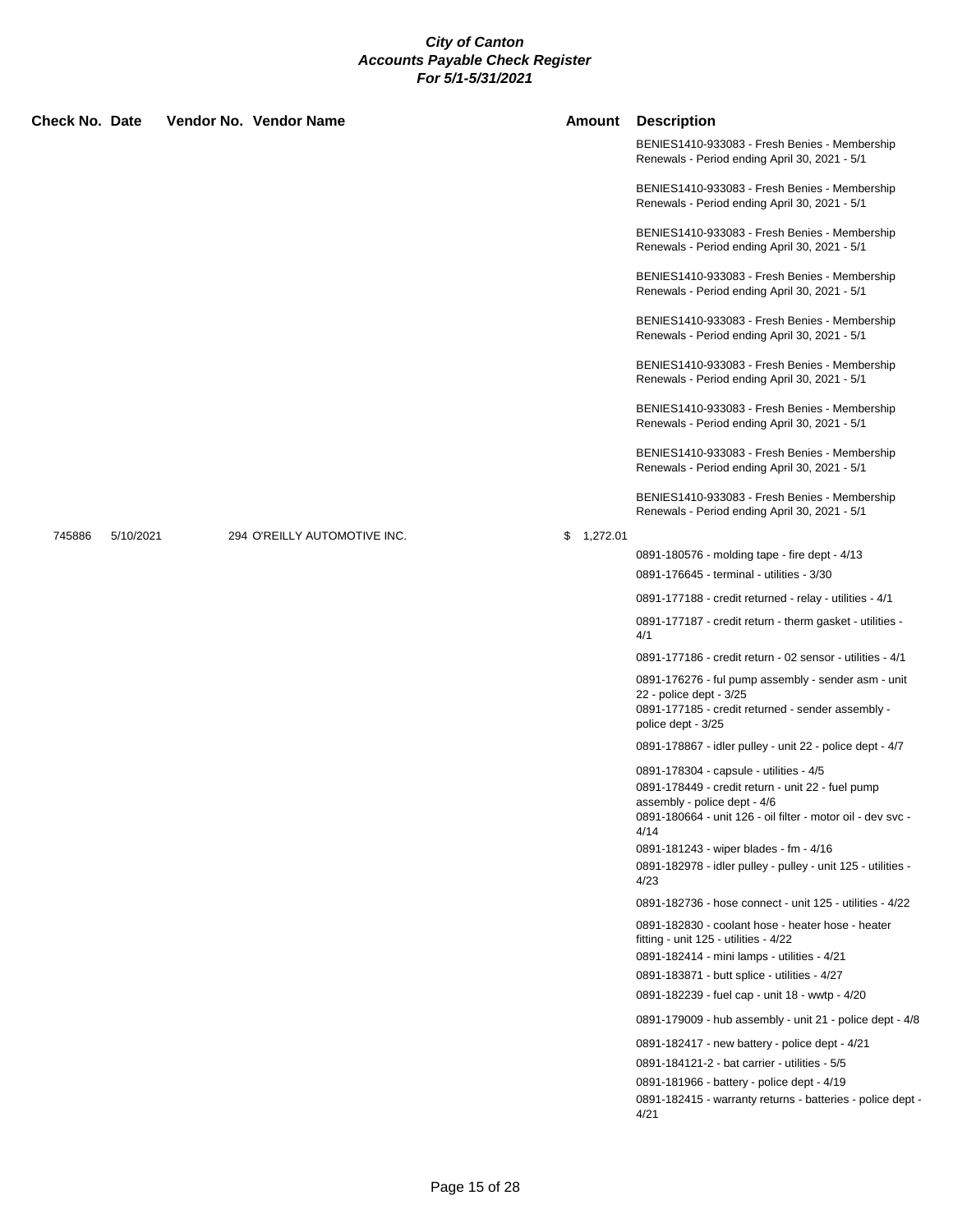**City of Canton**
**Accounts Payable Check Register**
**For 5/1-5/31/2021**

| Check No. | Date | Vendor No. | Vendor Name | Amount | Description |
|---|---|---|---|---|---|
| | | | | | BENIES1410-933083 - Fresh Benies - Membership Renewals - Period ending April 30, 2021 - 5/1 |
| | | | | | BENIES1410-933083 - Fresh Benies - Membership Renewals - Period ending April 30, 2021 - 5/1 |
| | | | | | BENIES1410-933083 - Fresh Benies - Membership Renewals - Period ending April 30, 2021 - 5/1 |
| | | | | | BENIES1410-933083 - Fresh Benies - Membership Renewals - Period ending April 30, 2021 - 5/1 |
| | | | | | BENIES1410-933083 - Fresh Benies - Membership Renewals - Period ending April 30, 2021 - 5/1 |
| | | | | | BENIES1410-933083 - Fresh Benies - Membership Renewals - Period ending April 30, 2021 - 5/1 |
| | | | | | BENIES1410-933083 - Fresh Benies - Membership Renewals - Period ending April 30, 2021 - 5/1 |
| | | | | | BENIES1410-933083 - Fresh Benies - Membership Renewals - Period ending April 30, 2021 - 5/1 |
| | | | | | BENIES1410-933083 - Fresh Benies - Membership Renewals - Period ending April 30, 2021 - 5/1 |
| 745886 | 5/10/2021 | 294 | O'REILLY AUTOMOTIVE INC. | $ 1,272.01 | |
| | | | | | 0891-180576 - molding tape - fire dept - 4/13 |
| | | | | | 0891-176645 - terminal - utilities - 3/30 |
| | | | | | 0891-177188 - credit returned - relay - utilities - 4/1 |
| | | | | | 0891-177187 - credit return - therm gasket - utilities - 4/1 |
| | | | | | 0891-177186 - credit return - 02 sensor - utilities - 4/1 |
| | | | | | 0891-176276 - ful pump assembly - sender asm - unit 22 - police dept - 3/25 |
| | | | | | 0891-177185 - credit returned - sender assembly - police dept - 3/25 |
| | | | | | 0891-178867 - idler pulley - unit 22 - police dept - 4/7 |
| | | | | | 0891-178304 - capsule - utilities - 4/5 |
| | | | | | 0891-178449 - credit return - unit 22 - fuel pump assembly - police dept - 4/6 |
| | | | | | 0891-180664 - unit 126 - oil filter - motor oil - dev svc - 4/14 |
| | | | | | 0891-181243 - wiper blades - fm - 4/16 |
| | | | | | 0891-182978 - idler pulley - pulley - unit 125 - utilities - 4/23 |
| | | | | | 0891-182736 - hose connect - unit 125 - utilities - 4/22 |
| | | | | | 0891-182830 - coolant hose - heater hose - heater fitting - unit 125 - utilities - 4/22 |
| | | | | | 0891-182414 - mini lamps - utilities - 4/21 |
| | | | | | 0891-183871 - butt splice - utilities - 4/27 |
| | | | | | 0891-182239 - fuel cap - unit 18 - wwtp - 4/20 |
| | | | | | 0891-179009 - hub assembly - unit 21 - police dept - 4/8 |
| | | | | | 0891-182417 - new battery - police dept - 4/21 |
| | | | | | 0891-184121-2 - bat carrier - utilities - 5/5 |
| | | | | | 0891-181966 - battery - police dept - 4/19 |
| | | | | | 0891-182415 - warranty returns - batteries - police dept - 4/21 |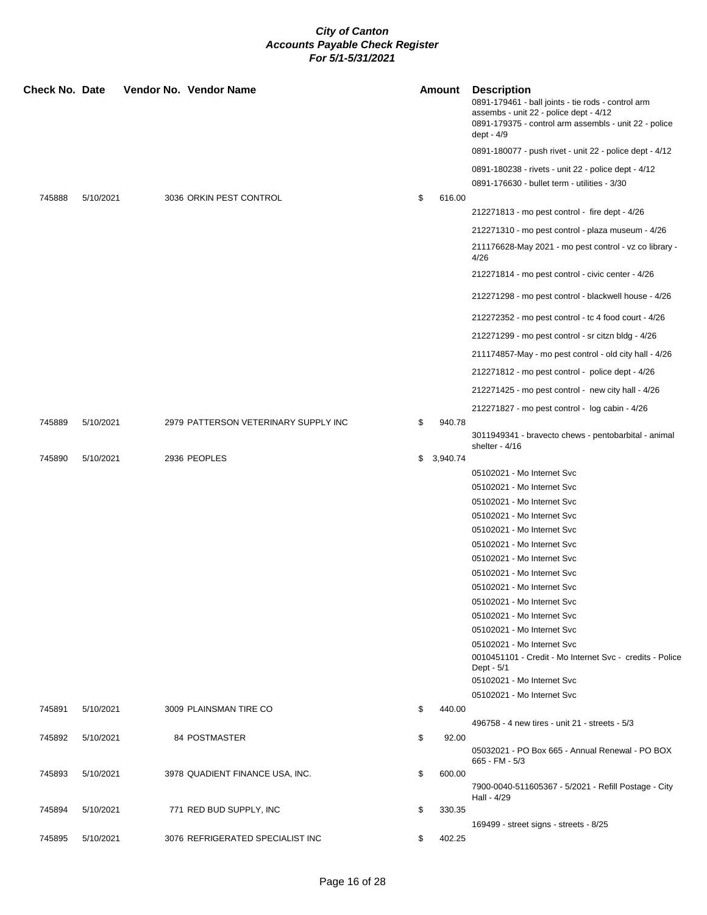**City of Canton**
**Accounts Payable Check Register**
**For 5/1-5/31/2021**

| Check No. | Date | Vendor No. | Vendor Name | Amount | Description |
|---|---|---|---|---|---|
| | | | | | 0891-179461 - ball joints - tie rods - control arm assembs - unit 22 - police dept - 4/12 |
| | | | | | 0891-179375 - control arm assembls - unit 22 - police dept - 4/9 |
| | | | | | 0891-180077 - push rivet - unit 22 - police dept - 4/12 |
| | | | | | 0891-180238 - rivets - unit 22 - police dept - 4/12 |
| | | | | | 0891-176630 - bullet term - utilities - 3/30 |
| 745888 | 5/10/2021 | 3036 | ORKIN PEST CONTROL | $ 616.00 | |
| | | | | | 212271813 - mo pest control - fire dept - 4/26 |
| | | | | | 212271310 - mo pest control - plaza museum - 4/26 |
| | | | | | 211176628-May 2021 - mo pest control - vz co library - 4/26 |
| | | | | | 212271814 - mo pest control - civic center - 4/26 |
| | | | | | 212271298 - mo pest control - blackwell house - 4/26 |
| | | | | | 212272352 - mo pest control - tc 4 food court - 4/26 |
| | | | | | 212271299 - mo pest control - sr citzn bldg - 4/26 |
| | | | | | 211174857-May - mo pest control - old city hall - 4/26 |
| | | | | | 212271812 - mo pest control - police dept - 4/26 |
| | | | | | 212271425 - mo pest control - new city hall - 4/26 |
| | | | | | 212271827 - mo pest control - log cabin - 4/26 |
| 745889 | 5/10/2021 | 2979 | PATTERSON VETERINARY SUPPLY INC | $ 940.78 | |
| | | | | | 3011949341 - bravecto chews - pentobarbital - animal shelter - 4/16 |
| 745890 | 5/10/2021 | 2936 | PEOPLES | $ 3,940.74 | |
| | | | | | 05102021 - Mo Internet Svc |
| | | | | | 05102021 - Mo Internet Svc |
| | | | | | 05102021 - Mo Internet Svc |
| | | | | | 05102021 - Mo Internet Svc |
| | | | | | 05102021 - Mo Internet Svc |
| | | | | | 05102021 - Mo Internet Svc |
| | | | | | 05102021 - Mo Internet Svc |
| | | | | | 05102021 - Mo Internet Svc |
| | | | | | 05102021 - Mo Internet Svc |
| | | | | | 05102021 - Mo Internet Svc |
| | | | | | 05102021 - Mo Internet Svc |
| | | | | | 05102021 - Mo Internet Svc |
| | | | | | 05102021 - Mo Internet Svc |
| | | | | | 0010451101 - Credit - Mo Internet Svc - credits - Police Dept - 5/1 |
| | | | | | 05102021 - Mo Internet Svc |
| | | | | | 05102021 - Mo Internet Svc |
| 745891 | 5/10/2021 | 3009 | PLAINSMAN TIRE CO | $ 440.00 | |
| | | | | | 496758 - 4 new tires - unit 21 - streets - 5/3 |
| 745892 | 5/10/2021 | 84 | POSTMASTER | $ 92.00 | |
| | | | | | 05032021 - PO Box 665 - Annual Renewal - PO BOX 665 - FM - 5/3 |
| 745893 | 5/10/2021 | 3978 | QUADIENT FINANCE USA, INC. | $ 600.00 | |
| | | | | | 7900-0040-511605367 - 5/2021 - Refill Postage - City Hall - 4/29 |
| 745894 | 5/10/2021 | 771 | RED BUD SUPPLY, INC | $ 330.35 | |
| | | | | | 169499 - street signs - streets - 8/25 |
| 745895 | 5/10/2021 | 3076 | REFRIGERATED SPECIALIST INC | $ 402.25 | |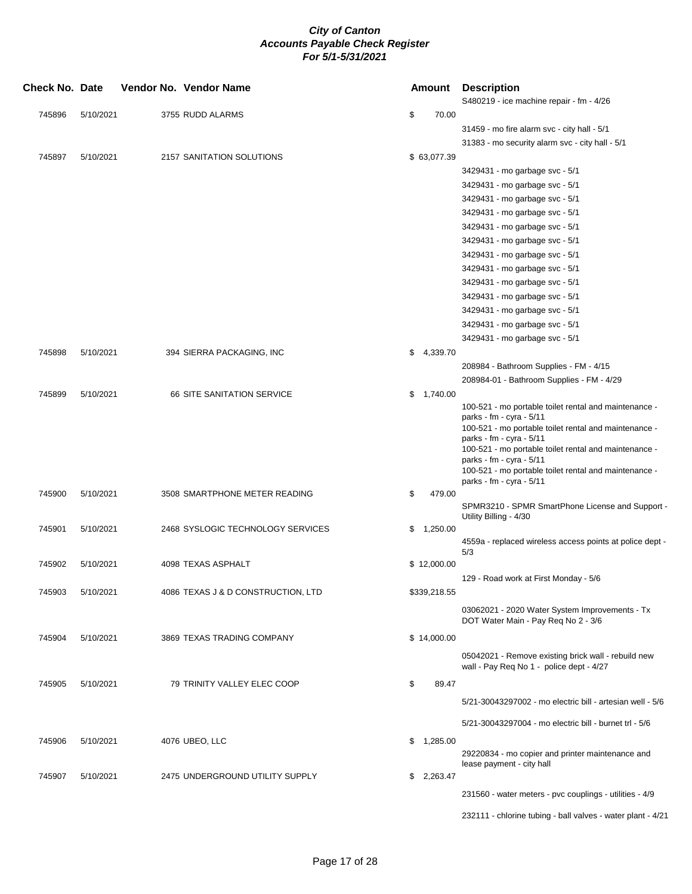**City of Canton**
**Accounts Payable Check Register**
**For 5/1-5/31/2021**

| Check No. | Date | Vendor No. | Vendor Name | Amount | Description |
|---|---|---|---|---|---|
| | | | | | S480219 - ice machine repair - fm - 4/26 |
| 745896 | 5/10/2021 | 3755 | RUDD ALARMS | $ 70.00 | |
| | | | | | 31459 - mo fire alarm svc - city hall - 5/1 |
| | | | | | 31383 - mo security alarm svc - city hall - 5/1 |
| 745897 | 5/10/2021 | 2157 | SANITATION SOLUTIONS | $ 63,077.39 | |
| | | | | | 3429431 - mo garbage svc - 5/1 |
| | | | | | 3429431 - mo garbage svc - 5/1 |
| | | | | | 3429431 - mo garbage svc - 5/1 |
| | | | | | 3429431 - mo garbage svc - 5/1 |
| | | | | | 3429431 - mo garbage svc - 5/1 |
| | | | | | 3429431 - mo garbage svc - 5/1 |
| | | | | | 3429431 - mo garbage svc - 5/1 |
| | | | | | 3429431 - mo garbage svc - 5/1 |
| | | | | | 3429431 - mo garbage svc - 5/1 |
| | | | | | 3429431 - mo garbage svc - 5/1 |
| | | | | | 3429431 - mo garbage svc - 5/1 |
| | | | | | 3429431 - mo garbage svc - 5/1 |
| | | | | | 3429431 - mo garbage svc - 5/1 |
| 745898 | 5/10/2021 | 394 | SIERRA PACKAGING, INC | $ 4,339.70 | |
| | | | | | 208984 - Bathroom Supplies - FM - 4/15 |
| | | | | | 208984-01 - Bathroom Supplies - FM - 4/29 |
| 745899 | 5/10/2021 | 66 | SITE SANITATION SERVICE | $ 1,740.00 | |
| | | | | | 100-521 - mo portable toilet rental and maintenance - parks - fm - cyra - 5/11 |
| | | | | | 100-521 - mo portable toilet rental and maintenance - parks - fm - cyra - 5/11 |
| | | | | | 100-521 - mo portable toilet rental and maintenance - parks - fm - cyra - 5/11 |
| | | | | | 100-521 - mo portable toilet rental and maintenance - parks - fm - cyra - 5/11 |
| 745900 | 5/10/2021 | 3508 | SMARTPHONE METER READING | $ 479.00 | |
| | | | | | SPMR3210 - SPMR SmartPhone License and Support - Utility Billing - 4/30 |
| 745901 | 5/10/2021 | 2468 | SYSLOGIC TECHNOLOGY SERVICES | $ 1,250.00 | |
| | | | | | 4559a - replaced wireless access points at police dept - 5/3 |
| 745902 | 5/10/2021 | 4098 | TEXAS ASPHALT | $ 12,000.00 | |
| | | | | | 129 - Road work at First Monday - 5/6 |
| 745903 | 5/10/2021 | 4086 | TEXAS J & D CONSTRUCTION, LTD | $339,218.55 | |
| | | | | | 03062021 - 2020 Water System Improvements - Tx DOT Water Main - Pay Req No 2 - 3/6 |
| 745904 | 5/10/2021 | 3869 | TEXAS TRADING COMPANY | $ 14,000.00 | |
| | | | | | 05042021 - Remove existing brick wall - rebuild new wall - Pay Req No 1 - police dept - 4/27 |
| 745905 | 5/10/2021 | 79 | TRINITY VALLEY ELEC COOP | $ 89.47 | |
| | | | | | 5/21-30043297002 - mo electric bill - artesian well - 5/6 |
| | | | | | 5/21-30043297004 - mo electric bill - burnet trl - 5/6 |
| 745906 | 5/10/2021 | 4076 | UBEO, LLC | $ 1,285.00 | |
| | | | | | 29220834 - mo copier and printer maintenance and lease payment - city hall |
| 745907 | 5/10/2021 | 2475 | UNDERGROUND UTILITY SUPPLY | $ 2,263.47 | |
| | | | | | 231560 - water meters - pvc couplings - utilities - 4/9 |
| | | | | | 232111 - chlorine tubing - ball valves - water plant - 4/21 |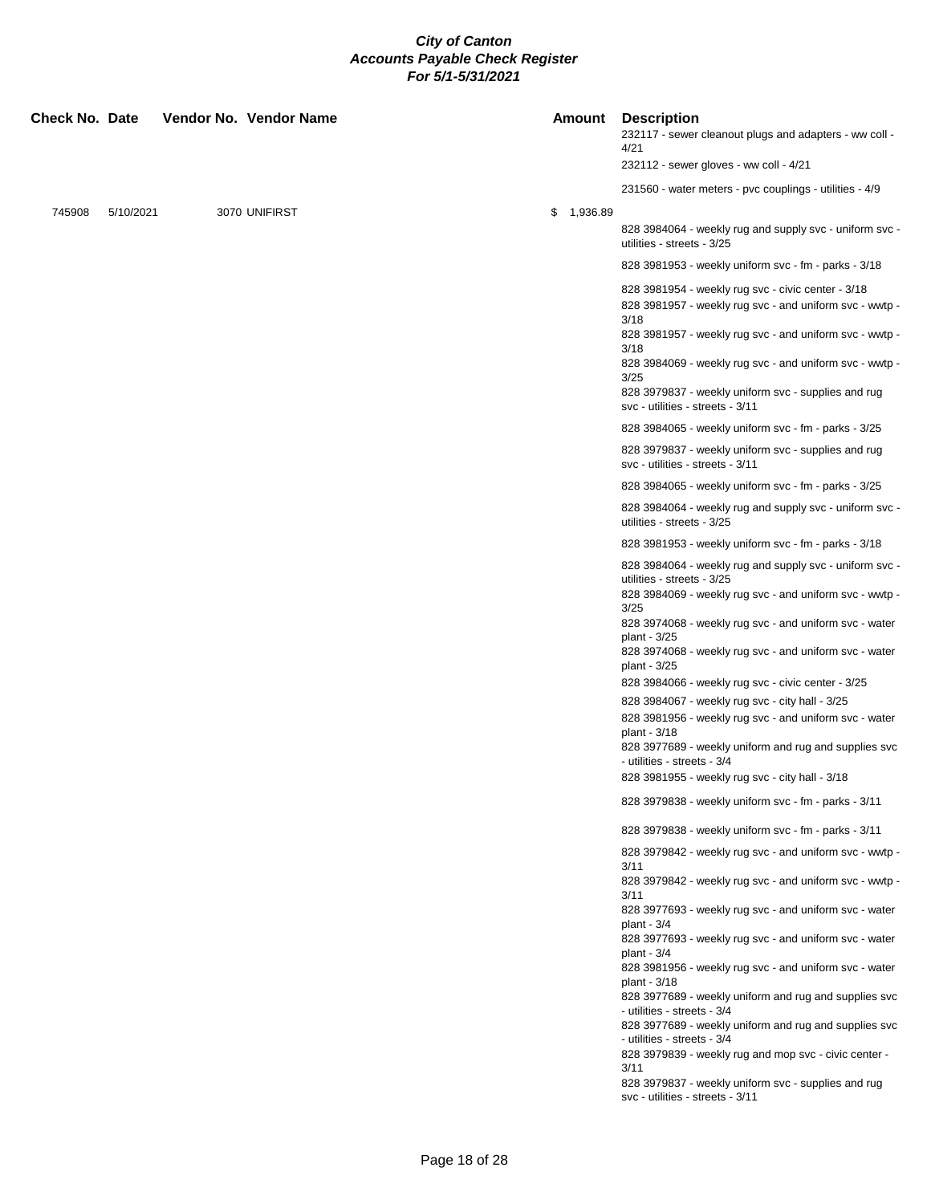**City of Canton**
**Accounts Payable Check Register**
**For 5/1-5/31/2021**

| Check No. | Date | Vendor No. | Vendor Name | Amount | Description |
|---|---|---|---|---|---|
| | | | | | 232117 - sewer cleanout plugs and adapters - ww coll - 4/21 |
| | | | | | 232112 - sewer gloves - ww coll - 4/21 |
| | | | | | 231560 - water meters - pvc couplings - utilities - 4/9 |
| 745908 | 5/10/2021 | 3070 | UNIFIRST | $ 1,936.89 | |
| | | | | | 828 3984064 - weekly rug and supply svc - uniform svc - utilities - streets - 3/25 |
| | | | | | 828 3981953 - weekly uniform svc - fm - parks - 3/18 |
| | | | | | 828 3981954 - weekly rug svc - civic center - 3/18 |
| | | | | | 828 3981957 - weekly rug svc - and uniform svc - wwtp - 3/18 |
| | | | | | 828 3981957 - weekly rug svc - and uniform svc - wwtp - 3/18 |
| | | | | | 828 3984069 - weekly rug svc - and uniform svc - wwtp - 3/25 |
| | | | | | 828 3979837 - weekly uniform svc - supplies and rug svc - utilities - streets - 3/11 |
| | | | | | 828 3984065 - weekly uniform svc - fm - parks - 3/25 |
| | | | | | 828 3979837 - weekly uniform svc - supplies and rug svc - utilities - streets - 3/11 |
| | | | | | 828 3984065 - weekly uniform svc - fm - parks - 3/25 |
| | | | | | 828 3984064 - weekly rug and supply svc - uniform svc - utilities - streets - 3/25 |
| | | | | | 828 3981953 - weekly uniform svc - fm - parks - 3/18 |
| | | | | | 828 3984064 - weekly rug and supply svc - uniform svc - utilities - streets - 3/25 |
| | | | | | 828 3984069 - weekly rug svc - and uniform svc - wwtp - 3/25 |
| | | | | | 828 3974068 - weekly rug svc - and uniform svc - water plant - 3/25 |
| | | | | | 828 3974068 - weekly rug svc - and uniform svc - water plant - 3/25 |
| | | | | | 828 3984066 - weekly rug svc - civic center - 3/25 |
| | | | | | 828 3984067 - weekly rug svc - city hall - 3/25 |
| | | | | | 828 3981956 - weekly rug svc - and uniform svc - water plant - 3/18 |
| | | | | | 828 3977689 - weekly uniform and rug and supplies svc - utilities - streets - 3/4 |
| | | | | | 828 3981955 - weekly rug svc - city hall - 3/18 |
| | | | | | 828 3979838 - weekly uniform svc - fm - parks - 3/11 |
| | | | | | 828 3979838 - weekly uniform svc - fm - parks - 3/11 |
| | | | | | 828 3979842 - weekly rug svc - and uniform svc - wwtp - 3/11 |
| | | | | | 828 3979842 - weekly rug svc - and uniform svc - wwtp - 3/11 |
| | | | | | 828 3977693 - weekly rug svc - and uniform svc - water plant - 3/4 |
| | | | | | 828 3977693 - weekly rug svc - and uniform svc - water plant - 3/4 |
| | | | | | 828 3981956 - weekly rug svc - and uniform svc - water plant - 3/18 |
| | | | | | 828 3977689 - weekly uniform and rug and supplies svc - utilities - streets - 3/4 |
| | | | | | 828 3977689 - weekly uniform and rug and supplies svc - utilities - streets - 3/4 |
| | | | | | 828 3979839 - weekly rug and mop svc - civic center - 3/11 |
| | | | | | 828 3979837 - weekly uniform svc - supplies and rug svc - utilities - streets - 3/11 |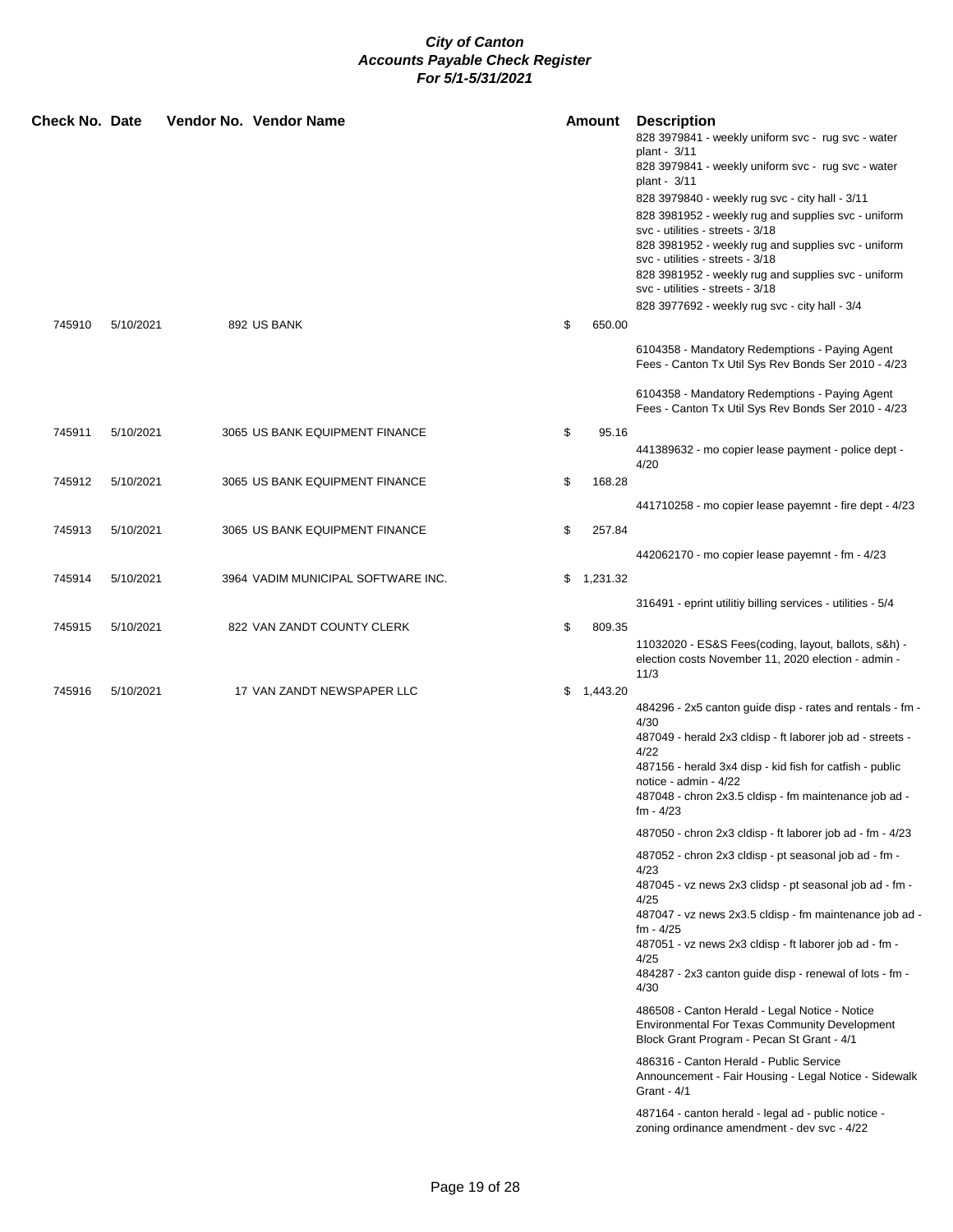**City of Canton**
**Accounts Payable Check Register**
**For 5/1-5/31/2021**

| Check No. | Date | Vendor No. | Vendor Name | Amount | Description |
|---|---|---|---|---|---|
| | | | | | 828 3979841 - weekly uniform svc - rug svc - water plant - 3/11 |
| | | | | | 828 3979841 - weekly uniform svc - rug svc - water plant - 3/11 |
| | | | | | 828 3979840 - weekly rug svc - city hall - 3/11 |
| | | | | | 828 3981952 - weekly rug and supplies svc - uniform svc - utilities - streets - 3/18 |
| | | | | | 828 3981952 - weekly rug and supplies svc - uniform svc - utilities - streets - 3/18 |
| | | | | | 828 3981952 - weekly rug and supplies svc - uniform svc - utilities - streets - 3/18 |
| | | | | | 828 3977692 - weekly rug svc - city hall - 3/4 |
| 745910 | 5/10/2021 | 892 | US BANK | $ 650.00 | |
| | | | | | 6104358 - Mandatory Redemptions - Paying Agent Fees - Canton Tx Util Sys Rev Bonds Ser 2010 - 4/23 |
| | | | | | 6104358 - Mandatory Redemptions - Paying Agent Fees - Canton Tx Util Sys Rev Bonds Ser 2010 - 4/23 |
| 745911 | 5/10/2021 | 3065 | US BANK EQUIPMENT FINANCE | $ 95.16 | |
| | | | | | 441389632 - mo copier lease payment - police dept - 4/20 |
| 745912 | 5/10/2021 | 3065 | US BANK EQUIPMENT FINANCE | $ 168.28 | |
| | | | | | 441710258 - mo copier lease payemnt - fire dept - 4/23 |
| 745913 | 5/10/2021 | 3065 | US BANK EQUIPMENT FINANCE | $ 257.84 | |
| | | | | | 442062170 - mo copier lease payemnt - fm - 4/23 |
| 745914 | 5/10/2021 | 3964 | VADIM MUNICIPAL SOFTWARE INC. | $ 1,231.32 | |
| | | | | | 316491 - eprint utilitiy billing services - utilities - 5/4 |
| 745915 | 5/10/2021 | 822 | VAN ZANDT COUNTY CLERK | $ 809.35 | |
| | | | | | 11032020 - ES&S Fees(coding, layout, ballots, s&h) - election costs November 11, 2020 election - admin - 11/3 |
| 745916 | 5/10/2021 | 17 | VAN ZANDT NEWSPAPER LLC | $ 1,443.20 | |
| | | | | | 484296 - 2x5 canton guide disp - rates and rentals - fm - 4/30 |
| | | | | | 487049 - herald 2x3 cldisp - ft laborer job ad - streets - 4/22 |
| | | | | | 487156 - herald 3x4 disp - kid fish for catfish - public notice - admin - 4/22 |
| | | | | | 487048 - chron 2x3.5 cldisp - fm maintenance job ad - fm - 4/23 |
| | | | | | 487050 - chron 2x3 cldisp - ft laborer job ad - fm - 4/23 |
| | | | | | 487052 - chron 2x3 cldisp - pt seasonal job ad - fm - 4/23 |
| | | | | | 487045 - vz news 2x3 clidsp - pt seasonal job ad - fm - 4/25 |
| | | | | | 487047 - vz news 2x3.5 cldisp - fm maintenance job ad - fm - 4/25 |
| | | | | | 487051 - vz news 2x3 cldisp - ft laborer job ad - fm - 4/25 |
| | | | | | 484287 - 2x3 canton guide disp - renewal of lots - fm - 4/30 |
| | | | | | 486508 - Canton Herald - Legal Notice - Notice Environmental For Texas Community Development Block Grant Program - Pecan St Grant - 4/1 |
| | | | | | 486316 - Canton Herald - Public Service Announcement - Fair Housing - Legal Notice - Sidewalk Grant - 4/1 |
| | | | | | 487164 - canton herald - legal ad - public notice - zoning ordinance amendment - dev svc - 4/22 |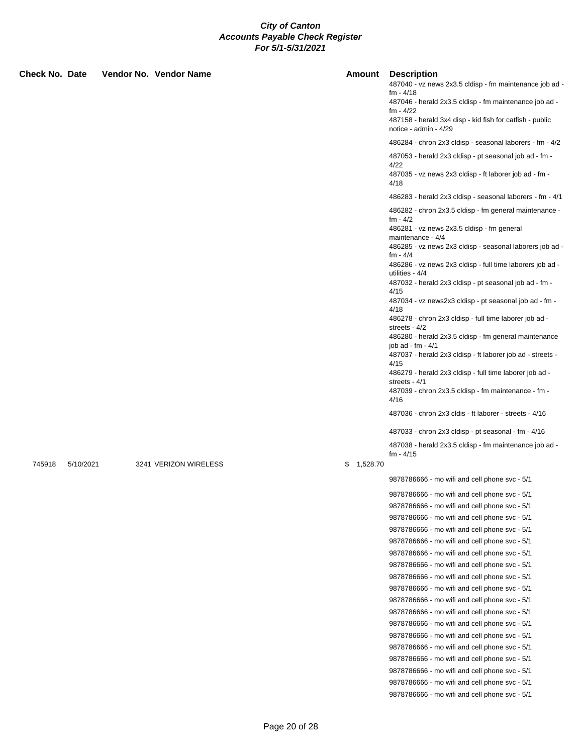# City of Canton
## Accounts Payable Check Register
### For 5/1-5/31/2021

| Check No. | Date | Vendor No. | Vendor Name | Amount | Description |
|---|---|---|---|---|---|
| | | | | | 487040 - vz news 2x3.5 cldisp - fm maintenance job ad - fm - 4/18 |
| | | | | | 487046 - herald 2x3.5 cldisp - fm maintenance job ad - fm - 4/22 |
| | | | | | 487158 - herald 3x4 disp - kid fish for catfish - public notice - admin - 4/29 |
| | | | | | 486284 - chron 2x3 cldisp - seasonal laborers - fm - 4/2 |
| | | | | | 487053 - herald 2x3 cldisp - pt seasonal job ad - fm - 4/22 |
| | | | | | 487035 - vz news 2x3 cldisp - ft laborer job ad - fm - 4/18 |
| | | | | | 486283 - herald 2x3 cldisp - seasonal laborers - fm - 4/1 |
| | | | | | 486282 - chron 2x3.5 cldisp - fm general maintenance - fm - 4/2 |
| | | | | | 486281 - vz news 2x3.5 cldisp - fm general maintenance - 4/4 |
| | | | | | 486285 - vz news 2x3 cldisp - seasonal laborers job ad - fm - 4/4 |
| | | | | | 486286 - vz news 2x3 cldisp - full time laborers job ad - utilities - 4/4 |
| | | | | | 487032 - herald 2x3 cldisp - pt seasonal job ad - fm - 4/15 |
| | | | | | 487034 - vz news2x3 cldisp - pt seasonal job ad - fm - 4/18 |
| | | | | | 486278 - chron 2x3 cldisp - full time laborer job ad - streets - 4/2 |
| | | | | | 486280 - herald 2x3.5 cldisp - fm general maintenance job ad - fm - 4/1 |
| | | | | | 487037 - herald 2x3 cldisp - ft laborer job ad - streets - 4/15 |
| | | | | | 486279 - herald 2x3 cldisp - full time laborer job ad - streets - 4/1 |
| | | | | | 487039 - chron 2x3.5 cldisp - fm maintenance - fm - 4/16 |
| | | | | | 487036 - chron 2x3 cldis - ft laborer - streets - 4/16 |
| | | | | | 487033 - chron 2x3 cldisp - pt seasonal - fm - 4/16 |
| | | | | | 487038 - herald 2x3.5 cldisp - fm maintenance job ad - fm - 4/15 |
| 745918 | 5/10/2021 | 3241 | VERIZON WIRELESS | $ 1,528.70 | |
| | | | | | 9878786666 - mo wifi and cell phone svc - 5/1 |
| | | | | | 9878786666 - mo wifi and cell phone svc - 5/1 |
| | | | | | 9878786666 - mo wifi and cell phone svc - 5/1 |
| | | | | | 9878786666 - mo wifi and cell phone svc - 5/1 |
| | | | | | 9878786666 - mo wifi and cell phone svc - 5/1 |
| | | | | | 9878786666 - mo wifi and cell phone svc - 5/1 |
| | | | | | 9878786666 - mo wifi and cell phone svc - 5/1 |
| | | | | | 9878786666 - mo wifi and cell phone svc - 5/1 |
| | | | | | 9878786666 - mo wifi and cell phone svc - 5/1 |
| | | | | | 9878786666 - mo wifi and cell phone svc - 5/1 |
| | | | | | 9878786666 - mo wifi and cell phone svc - 5/1 |
| | | | | | 9878786666 - mo wifi and cell phone svc - 5/1 |
| | | | | | 9878786666 - mo wifi and cell phone svc - 5/1 |
| | | | | | 9878786666 - mo wifi and cell phone svc - 5/1 |
| | | | | | 9878786666 - mo wifi and cell phone svc - 5/1 |
| | | | | | 9878786666 - mo wifi and cell phone svc - 5/1 |
| | | | | | 9878786666 - mo wifi and cell phone svc - 5/1 |
| | | | | | 9878786666 - mo wifi and cell phone svc - 5/1 |
| | | | | | 9878786666 - mo wifi and cell phone svc - 5/1 |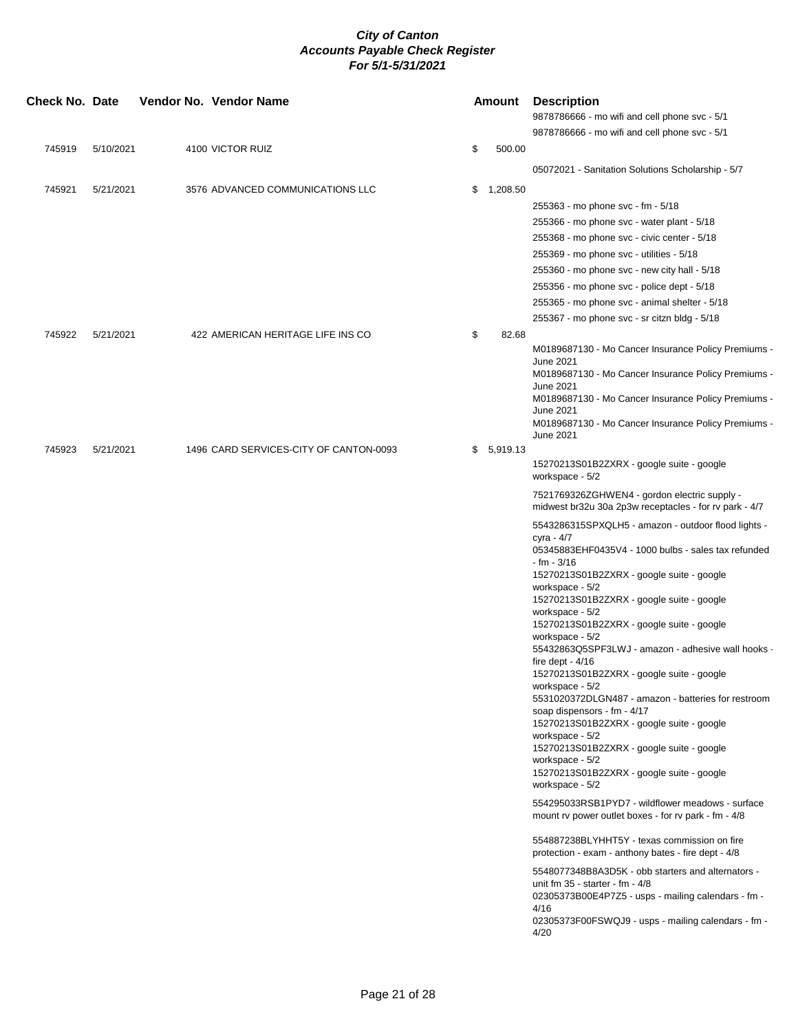**City of Canton**
**Accounts Payable Check Register**
**For 5/1-5/31/2021**

| Check No. | Date | Vendor No. Vendor Name | Amount | Description |
|---|---|---|---|---|
| | | | | 9878786666 - mo wifi and cell phone svc - 5/1 |
| | | | | 9878786666 - mo wifi and cell phone svc - 5/1 |
| 745919 | 5/10/2021 | 4100 VICTOR RUIZ | $ 500.00 | |
| | | | | 05072021 - Sanitation Solutions Scholarship - 5/7 |
| 745921 | 5/21/2021 | 3576 ADVANCED COMMUNICATIONS LLC | $ 1,208.50 | |
| | | | | 255363 - mo phone svc - fm - 5/18 |
| | | | | 255366 - mo phone svc - water plant - 5/18 |
| | | | | 255368 - mo phone svc - civic center - 5/18 |
| | | | | 255369 - mo phone svc - utilities - 5/18 |
| | | | | 255360 - mo phone svc - new city hall - 5/18 |
| | | | | 255356 - mo phone svc - police dept - 5/18 |
| | | | | 255365 - mo phone svc - animal shelter - 5/18 |
| | | | | 255367 - mo phone svc - sr citzn bldg - 5/18 |
| 745922 | 5/21/2021 | 422 AMERICAN HERITAGE LIFE INS CO | $ 82.68 | |
| | | | | M0189687130 - Mo Cancer Insurance Policy Premiums - June 2021 |
| | | | | M0189687130 - Mo Cancer Insurance Policy Premiums - June 2021 |
| | | | | M0189687130 - Mo Cancer Insurance Policy Premiums - June 2021 |
| | | | | M0189687130 - Mo Cancer Insurance Policy Premiums - June 2021 |
| 745923 | 5/21/2021 | 1496 CARD SERVICES-CITY OF CANTON-0093 | $ 5,919.13 | |
| | | | | 15270213S01B2ZXRX - google suite - google workspace - 5/2 |
| | | | | 7521769326ZGHWEN4 - gordon electric supply - midwest br32u 30a 2p3w receptacles - for rv park - 4/7 |
| | | | | 5543286315SPXQLH5 - amazon - outdoor flood lights - cyra - 4/7 |
| | | | | 05345883EHF0435V4 - 1000 bulbs - sales tax refunded - fm - 3/16 |
| | | | | 15270213S01B2ZXRX - google suite - google workspace - 5/2 |
| | | | | 15270213S01B2ZXRX - google suite - google workspace - 5/2 |
| | | | | 15270213S01B2ZXRX - google suite - google workspace - 5/2 |
| | | | | 55432863Q5SPF3LWJ - amazon - adhesive wall hooks - fire dept - 4/16 |
| | | | | 15270213S01B2ZXRX - google suite - google workspace - 5/2 |
| | | | | 5531020372DLGN487 - amazon - batteries for restroom soap dispensors - fm - 4/17 |
| | | | | 15270213S01B2ZXRX - google suite - google workspace - 5/2 |
| | | | | 15270213S01B2ZXRX - google suite - google workspace - 5/2 |
| | | | | 15270213S01B2ZXRX - google suite - google workspace - 5/2 |
| | | | | 554295033RSB1PYD7 - wildflower meadows - surface mount rv power outlet boxes - for rv park - fm - 4/8 |
| | | | | 554887238BLYHHT5Y - texas commission on fire protection - exam - anthony bates - fire dept - 4/8 |
| | | | | 5548077348B8A3D5K - obb starters and alternators - unit fm 35 - starter - fm - 4/8 |
| | | | | 02305373B00E4P7Z5 - usps - mailing calendars - fm - 4/16 |
| | | | | 02305373F00FSWQJ9 - usps - mailing calendars - fm - 4/20 |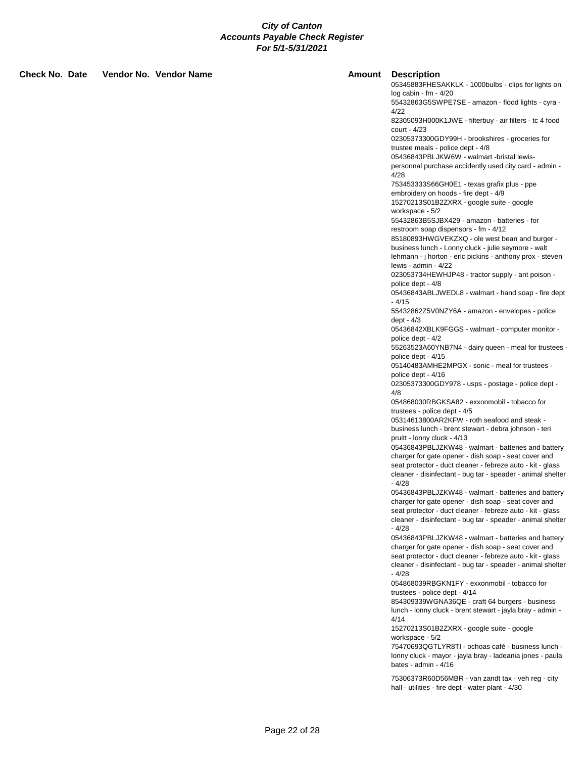# City of Canton
## Accounts Payable Check Register
### For 5/1-5/31/2021

| Check No. | Date | Vendor No. | Vendor Name | Amount | Description |
|---|---|---|---|---|---|
| | | | | | 05345883FHESAKKLK - 1000bulbs - clips for lights on log cabin - fm - 4/20 |
| | | | | | 55432863G5SWPE7SE - amazon - flood lights - cyra - 4/22 |
| | | | | | 82305093H000K1JWE - filterbuy - air filters - tc 4 food court - 4/23 |
| | | | | | 02305373300GDY99H - brookshires - groceries for trustee meals - police dept - 4/8 |
| | | | | | 05436843PBLJKW6W - walmart -bristal lewis- personnal purchase accidently used city card - admin - 4/28 |
| | | | | | 753453333S66GH0E1 - texas grafix plus - ppe embroidery on hoods - fire dept - 4/9 |
| | | | | | 15270213S01B2ZXRX - google suite - google workspace - 5/2 |
| | | | | | 55432863B5SJBX429 - amazon - batteries - for restroom soap dispensors - fm - 4/12 |
| | | | | | 85180893HWGVEKZXQ - ole west bean and burger - business lunch - Lonny cluck - julie seymore - walt lehmann - j horton - eric pickins - anthony prox - steven lewis - admin - 4/22 |
| | | | | | 023053734HEWHJP48 - tractor supply - ant poison - police dept - 4/8 |
| | | | | | 05436843ABLJWEDL8 - walmart - hand soap - fire dept - 4/15 |
| | | | | | 55432862Z5V0NZY6A - amazon - envelopes - police dept - 4/3 |
| | | | | | 05436842XBLK9FGGS - walmart - computer monitor - police dept - 4/2 |
| | | | | | 55263523A60YNB7N4 - dairy queen - meal for trustees - police dept - 4/15 |
| | | | | | 05140483AMHE2MPGX - sonic - meal for trustees - police dept - 4/16 |
| | | | | | 02305373300GDY978 - usps - postage - police dept - 4/8 |
| | | | | | 054868030RBGKSA82 - exxonmobil - tobacco for trustees - police dept - 4/5 |
| | | | | | 05314613800AR2KFW - roth seafood and steak - business lunch - brent stewart - debra johnson - teri pruitt - lonny cluck - 4/13 |
| | | | | | 05436843PBLJZKW48 - walmart - batteries and battery charger for gate opener - dish soap - seat cover and seat protector - duct cleaner - febreze auto - kit - glass cleaner - disinfectant - bug tar - speader - animal shelter - 4/28 |
| | | | | | 05436843PBLJZKW48 - walmart - batteries and battery charger for gate opener - dish soap - seat cover and seat protector - duct cleaner - febreze auto - kit - glass cleaner - disinfectant - bug tar - speader - animal shelter - 4/28 |
| | | | | | 05436843PBLJZKW48 - walmart - batteries and battery charger for gate opener - dish soap - seat cover and seat protector - duct cleaner - febreze auto - kit - glass cleaner - disinfectant - bug tar - speader - animal shelter - 4/28 |
| | | | | | 054868039RBGKN1FY - exxonmobil - tobacco for trustees - police dept - 4/14 |
| | | | | | 854309339WGNA36QE - craft 64 burgers - business lunch - lonny cluck - brent stewart - jayla bray - admin - 4/14 |
| | | | | | 15270213S01B2ZXRX - google suite - google workspace - 5/2 |
| | | | | | 75470693QGTLYR8TI - ochoas café - business lunch - lonny cluck - mayor - jayla bray - ladeania jones - paula bates - admin - 4/16 |
| | | | | | 75306373R60D56MBR - van zandt tax - veh reg - city hall - utilities - fire dept - water plant - 4/30 |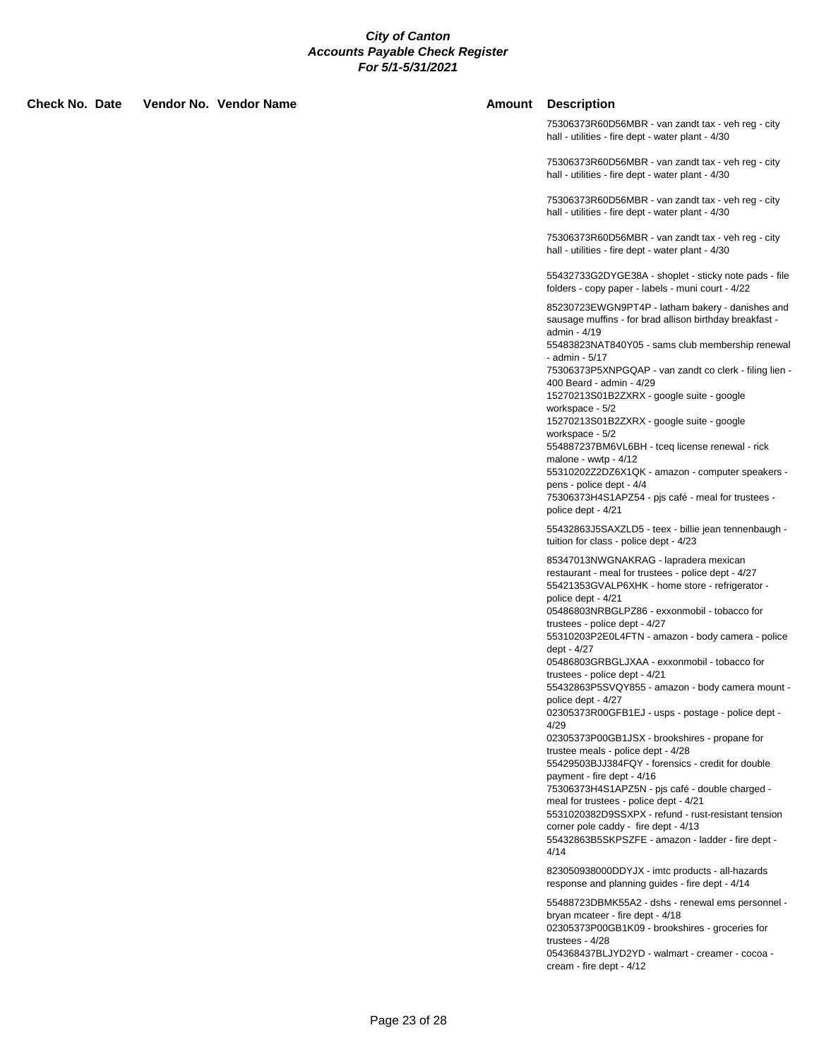# City of Canton
## Accounts Payable Check Register
### For 5/1-5/31/2021

| Check No. | Date | Vendor No. | Vendor Name | Amount | Description |
|---|---|---|---|---|---|
| | | | | | 75306373R60D56MBR - van zandt tax - veh reg - city hall - utilities - fire dept - water plant - 4/30 |
| | | | | | 75306373R60D56MBR - van zandt tax - veh reg - city hall - utilities - fire dept - water plant - 4/30 |
| | | | | | 75306373R60D56MBR - van zandt tax - veh reg - city hall - utilities - fire dept - water plant - 4/30 |
| | | | | | 75306373R60D56MBR - van zandt tax - veh reg - city hall - utilities - fire dept - water plant - 4/30 |
| | | | | | 55432733G2DYGE38A - shoplet - sticky note pads - file folders - copy paper - labels - muni court - 4/22 |
| | | | | | 85230723EWGN9PT4P - latham bakery - danishes and sausage muffins - for brad allison birthday breakfast - admin - 4/19 |
| | | | | | 55483823NAT840Y05 - sams club membership renewal - admin - 5/17 |
| | | | | | 75306373P5XNPGQAP - van zandt co clerk - filing lien - 400 Beard - admin - 4/29 |
| | | | | | 15270213S01B2ZXRX - google suite - google workspace - 5/2 |
| | | | | | 15270213S01B2ZXRX - google suite - google workspace - 5/2 |
| | | | | | 554887237BM6VL6BH - tceq license renewal - rick malone - wwtp - 4/12 |
| | | | | | 55310202Z2DZ6X1QK - amazon - computer speakers - pens - police dept - 4/4 |
| | | | | | 75306373H4S1APZ54 - pjs café - meal for trustees - police dept - 4/21 |
| | | | | | 55432863J5SAXZLD5 - teex - billie jean tennenbaugh - tuition for class - police dept - 4/23 |
| | | | | | 85347013NWGNAKRAG - lapradera mexican restaurant - meal for trustees - police dept - 4/27 |
| | | | | | 55421353GVALP6XHK - home store - refrigerator - police dept - 4/21 |
| | | | | | 05486803NRBGLPZ86 - exxonmobil - tobacco for trustees - police dept - 4/27 |
| | | | | | 55310203P2E0L4FTN - amazon - body camera - police dept - 4/27 |
| | | | | | 05486803GRBGLJXAA - exxonmobil - tobacco for trustees - police dept - 4/21 |
| | | | | | 55432863P5SVQY855 - amazon - body camera mount - police dept - 4/27 |
| | | | | | 02305373R00GFB1EJ - usps - postage - police dept - 4/29 |
| | | | | | 02305373P00GB1JSX - brookshires - propane for trustee meals - police dept - 4/28 |
| | | | | | 55429503BJJ384FQY - forensics - credit for double payment - fire dept - 4/16 |
| | | | | | 75306373H4S1APZ5N - pjs café - double charged - meal for trustees - police dept - 4/21 |
| | | | | | 5531020382D9SSXPX - refund - rust-resistant tension corner pole caddy - fire dept - 4/13 |
| | | | | | 55432863B5SKPSZFE - amazon - ladder - fire dept - 4/14 |
| | | | | | 823050938000DDYJX - imtc products - all-hazards response and planning guides - fire dept - 4/14 |
| | | | | | 55488723DBMK55A2 - dshs - renewal ems personnel - bryan mcateer - fire dept - 4/18 |
| | | | | | 02305373P00GB1K09 - brookshires - groceries for trustees - 4/28 |
| | | | | | 054368437BLJYD2YD - walmart - creamer - cocoa - cream - fire dept - 4/12 |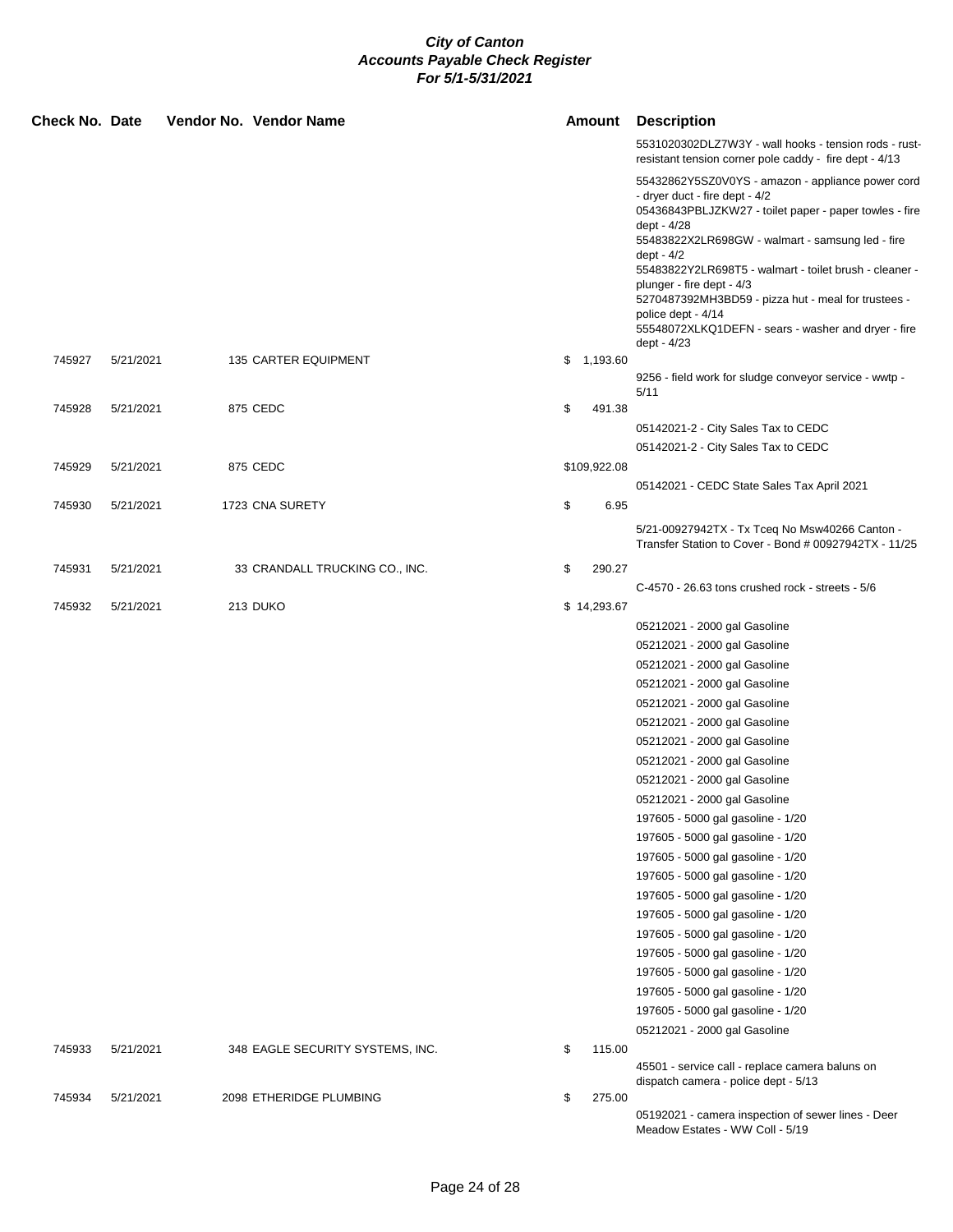# City of Canton
## Accounts Payable Check Register
### For 5/1-5/31/2021

| Check No. | Date | Vendor No. | Vendor Name | Amount | Description |
|---|---|---|---|---|---|
| | | | | | 5531020302DLZ7W3Y - wall hooks - tension rods - rust-resistant tension corner pole caddy - fire dept - 4/13 |
| | | | | | 55432862Y5SZ0V0YS - amazon - appliance power cord - dryer duct - fire dept - 4/2 |
| | | | | | 05436843PBLJZKW27 - toilet paper - paper towles - fire dept - 4/28 |
| | | | | | 55483822X2LR698GW - walmart - samsung led - fire dept - 4/2 |
| | | | | | 55483822Y2LR698T5 - walmart - toilet brush - cleaner - plunger - fire dept - 4/3 |
| | | | | | 5270487392MH3BD59 - pizza hut - meal for trustees - police dept - 4/14 |
| | | | | | 55548072XLKQ1DEFN - sears - washer and dryer - fire dept - 4/23 |
| 745927 | 5/21/2021 | 135 | CARTER EQUIPMENT | $ 1,193.60 | |
| | | | | | 9256 - field work for sludge conveyor service - wwtp - 5/11 |
| 745928 | 5/21/2021 | 875 | CEDC | $ 491.38 | |
| | | | | | 05142021-2 - City Sales Tax to CEDC |
| | | | | | 05142021-2 - City Sales Tax to CEDC |
| 745929 | 5/21/2021 | 875 | CEDC | $109,922.08 | |
| | | | | | 05142021 - CEDC State Sales Tax April 2021 |
| 745930 | 5/21/2021 | 1723 | CNA SURETY | $ 6.95 | |
| | | | | | 5/21-00927942TX - Tx Tceq No Msw40266 Canton - Transfer Station to Cover - Bond # 00927942TX - 11/25 |
| 745931 | 5/21/2021 | 33 | CRANDALL TRUCKING CO., INC. | $ 290.27 | |
| | | | | | C-4570 - 26.63 tons crushed rock - streets - 5/6 |
| 745932 | 5/21/2021 | 213 | DUKO | $ 14,293.67 | |
| | | | | | 05212021 - 2000 gal Gasoline |
| | | | | | 05212021 - 2000 gal Gasoline |
| | | | | | 05212021 - 2000 gal Gasoline |
| | | | | | 05212021 - 2000 gal Gasoline |
| | | | | | 05212021 - 2000 gal Gasoline |
| | | | | | 05212021 - 2000 gal Gasoline |
| | | | | | 05212021 - 2000 gal Gasoline |
| | | | | | 05212021 - 2000 gal Gasoline |
| | | | | | 05212021 - 2000 gal Gasoline |
| | | | | | 05212021 - 2000 gal Gasoline |
| | | | | | 197605 - 5000 gal gasoline - 1/20 |
| | | | | | 197605 - 5000 gal gasoline - 1/20 |
| | | | | | 197605 - 5000 gal gasoline - 1/20 |
| | | | | | 197605 - 5000 gal gasoline - 1/20 |
| | | | | | 197605 - 5000 gal gasoline - 1/20 |
| | | | | | 197605 - 5000 gal gasoline - 1/20 |
| | | | | | 197605 - 5000 gal gasoline - 1/20 |
| | | | | | 197605 - 5000 gal gasoline - 1/20 |
| | | | | | 197605 - 5000 gal gasoline - 1/20 |
| | | | | | 197605 - 5000 gal gasoline - 1/20 |
| | | | | | 197605 - 5000 gal gasoline - 1/20 |
| | | | | | 05212021 - 2000 gal Gasoline |
| 745933 | 5/21/2021 | 348 | EAGLE SECURITY SYSTEMS, INC. | $ 115.00 | |
| | | | | | 45501 - service call - replace camera baluns on dispatch camera - police dept - 5/13 |
| 745934 | 5/21/2021 | 2098 | ETHERIDGE PLUMBING | $ 275.00 | |
| | | | | | 05192021 - camera inspection of sewer lines - Deer Meadow Estates - WW Coll - 5/19 |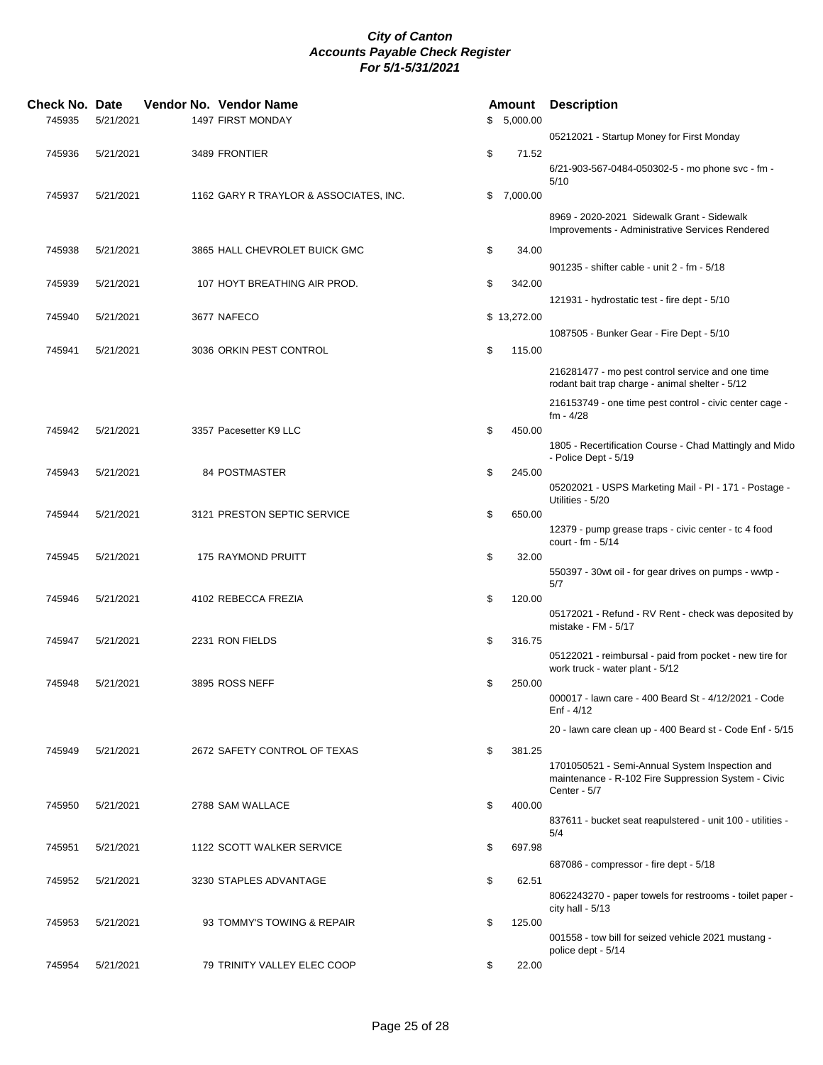***City of Canton***
***Accounts Payable Check Register***
***For 5/1-5/31/2021***

| Check No. | Date | Vendor No. | Vendor Name | Amount | Description |
|---|---|---|---|---|---|
| 745935 | 5/21/2021 | 1497 | FIRST MONDAY | $ 5,000.00 | 05212021 - Startup Money for First Monday |
| 745936 | 5/21/2021 | 3489 | FRONTIER | $ 71.52 | 6/21-903-567-0484-050302-5 - mo phone svc - fm - 5/10 |
| 745937 | 5/21/2021 | 1162 | GARY R TRAYLOR & ASSOCIATES, INC. | $ 7,000.00 | 8969 - 2020-2021 Sidewalk Grant - Sidewalk Improvements - Administrative Services Rendered |
| 745938 | 5/21/2021 | 3865 | HALL CHEVROLET BUICK GMC | $ 34.00 | 901235 - shifter cable - unit 2 - fm - 5/18 |
| 745939 | 5/21/2021 | 107 | HOYT BREATHING AIR PROD. | $ 342.00 | 121931 - hydrostatic test - fire dept - 5/10 |
| 745940 | 5/21/2021 | 3677 | NAFECO | $ 13,272.00 | 1087505 - Bunker Gear - Fire Dept - 5/10 |
| 745941 | 5/21/2021 | 3036 | ORKIN PEST CONTROL | $ 115.00 | 216281477 - mo pest control service and one time rodant bait trap charge - animal shelter - 5/12 |
| | | | | | 216153749 - one time pest control - civic center cage - fm - 4/28 |
| 745942 | 5/21/2021 | 3357 | Pacesetter K9 LLC | $ 450.00 | 1805 - Recertification Course - Chad Mattingly and Mido - Police Dept - 5/19 |
| 745943 | 5/21/2021 | 84 | POSTMASTER | $ 245.00 | 05202021 - USPS Marketing Mail - PI - 171 - Postage - Utilities - 5/20 |
| 745944 | 5/21/2021 | 3121 | PRESTON SEPTIC SERVICE | $ 650.00 | 12379 - pump grease traps - civic center - tc 4 food court - fm - 5/14 |
| 745945 | 5/21/2021 | 175 | RAYMOND PRUITT | $ 32.00 | 550397 - 30wt oil - for gear drives on pumps - wwtp - 5/7 |
| 745946 | 5/21/2021 | 4102 | REBECCA FREZIA | $ 120.00 | 05172021 - Refund - RV Rent - check was deposited by mistake - FM - 5/17 |
| 745947 | 5/21/2021 | 2231 | RON FIELDS | $ 316.75 | 05122021 - reimbursal - paid from pocket - new tire for work truck - water plant - 5/12 |
| 745948 | 5/21/2021 | 3895 | ROSS NEFF | $ 250.00 | 000017 - lawn care - 400 Beard St - 4/12/2021 - Code Enf - 4/12 |
| | | | | | 20 - lawn care clean up - 400 Beard st - Code Enf - 5/15 |
| 745949 | 5/21/2021 | 2672 | SAFETY CONTROL OF TEXAS | $ 381.25 | 1701050521 - Semi-Annual System Inspection and maintenance - R-102 Fire Suppression System - Civic Center - 5/7 |
| 745950 | 5/21/2021 | 2788 | SAM WALLACE | $ 400.00 | 837611 - bucket seat reapulstered - unit 100 - utilities - 5/4 |
| 745951 | 5/21/2021 | 1122 | SCOTT WALKER SERVICE | $ 697.98 | 687086 - compressor - fire dept - 5/18 |
| 745952 | 5/21/2021 | 3230 | STAPLES ADVANTAGE | $ 62.51 | 8062243270 - paper towels for restrooms - toilet paper - city hall - 5/13 |
| 745953 | 5/21/2021 | 93 | TOMMY'S TOWING & REPAIR | $ 125.00 | 001558 - tow bill for seized vehicle 2021 mustang - police dept - 5/14 |
| 745954 | 5/21/2021 | 79 | TRINITY VALLEY ELEC COOP | $ 22.00 | |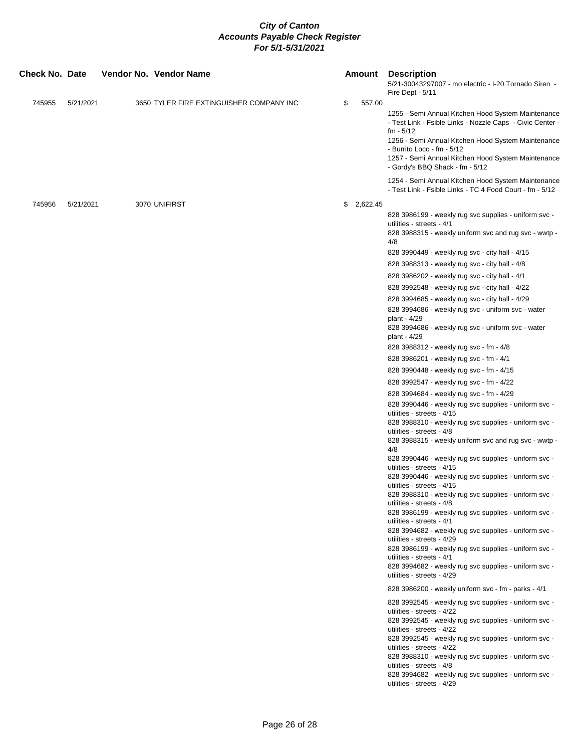# City of Canton
## Accounts Payable Check Register
### For 5/1-5/31/2021

| Check No. | Date | Vendor No. | Vendor Name | Amount | Description |
|---|---|---|---|---|---|
| | | | | | 5/21-30043297007 - mo electric - I-20 Tornado Siren - Fire Dept - 5/11 |
| 745955 | 5/21/2021 | 3650 | TYLER FIRE EXTINGUISHER COMPANY INC | $ 557.00 | |
| | | | | | 1255 - Semi Annual Kitchen Hood System Maintenance - Test Link - Fsible Links - Nozzle Caps - Civic Center - fm - 5/12 |
| | | | | | 1256 - Semi Annual Kitchen Hood System Maintenance - Burrito Loco - fm - 5/12 |
| | | | | | 1257 - Semi Annual Kitchen Hood System Maintenance - Gordy's BBQ Shack - fm - 5/12 |
| | | | | | 1254 - Semi Annual Kitchen Hood System Maintenance - Test Link - Fsible Links - TC 4 Food Court - fm - 5/12 |
| 745956 | 5/21/2021 | 3070 | UNIFIRST | $ 2,622.45 | |
| | | | | | 828 3986199 - weekly rug svc supplies - uniform svc - utilities - streets - 4/1 |
| | | | | | 828 3988315 - weekly uniform svc and rug svc - wwtp - 4/8 |
| | | | | | 828 3990449 - weekly rug svc - city hall - 4/15 |
| | | | | | 828 3988313 - weekly rug svc - city hall - 4/8 |
| | | | | | 828 3986202 - weekly rug svc - city hall - 4/1 |
| | | | | | 828 3992548 - weekly rug svc - city hall - 4/22 |
| | | | | | 828 3994685 - weekly rug svc - city hall - 4/29 |
| | | | | | 828 3994686 - weekly rug svc - uniform svc - water plant - 4/29 |
| | | | | | 828 3994686 - weekly rug svc - uniform svc - water plant - 4/29 |
| | | | | | 828 3988312 - weekly rug svc - fm - 4/8 |
| | | | | | 828 3986201 - weekly rug svc - fm - 4/1 |
| | | | | | 828 3990448 - weekly rug svc - fm - 4/15 |
| | | | | | 828 3992547 - weekly rug svc - fm - 4/22 |
| | | | | | 828 3994684 - weekly rug svc - fm - 4/29 |
| | | | | | 828 3990446 - weekly rug svc supplies - uniform svc - utilities - streets - 4/15 |
| | | | | | 828 3988310 - weekly rug svc supplies - uniform svc - utilities - streets - 4/8 |
| | | | | | 828 3988315 - weekly uniform svc and rug svc - wwtp - 4/8 |
| | | | | | 828 3990446 - weekly rug svc supplies - uniform svc - utilities - streets - 4/15 |
| | | | | | 828 3990446 - weekly rug svc supplies - uniform svc - utilities - streets - 4/15 |
| | | | | | 828 3988310 - weekly rug svc supplies - uniform svc - utilities - streets - 4/8 |
| | | | | | 828 3986199 - weekly rug svc supplies - uniform svc - utilities - streets - 4/1 |
| | | | | | 828 3994682 - weekly rug svc supplies - uniform svc - utilities - streets - 4/29 |
| | | | | | 828 3986199 - weekly rug svc supplies - uniform svc - utilities - streets - 4/1 |
| | | | | | 828 3994682 - weekly rug svc supplies - uniform svc - utilities - streets - 4/29 |
| | | | | | 828 3986200 - weekly uniform svc - fm - parks - 4/1 |
| | | | | | 828 3992545 - weekly rug svc supplies - uniform svc - utilities - streets - 4/22 |
| | | | | | 828 3992545 - weekly rug svc supplies - uniform svc - utilities - streets - 4/22 |
| | | | | | 828 3992545 - weekly rug svc supplies - uniform svc - utilities - streets - 4/22 |
| | | | | | 828 3988310 - weekly rug svc supplies - uniform svc - utilities - streets - 4/8 |
| | | | | | 828 3994682 - weekly rug svc supplies - uniform svc - utilities - streets - 4/29 |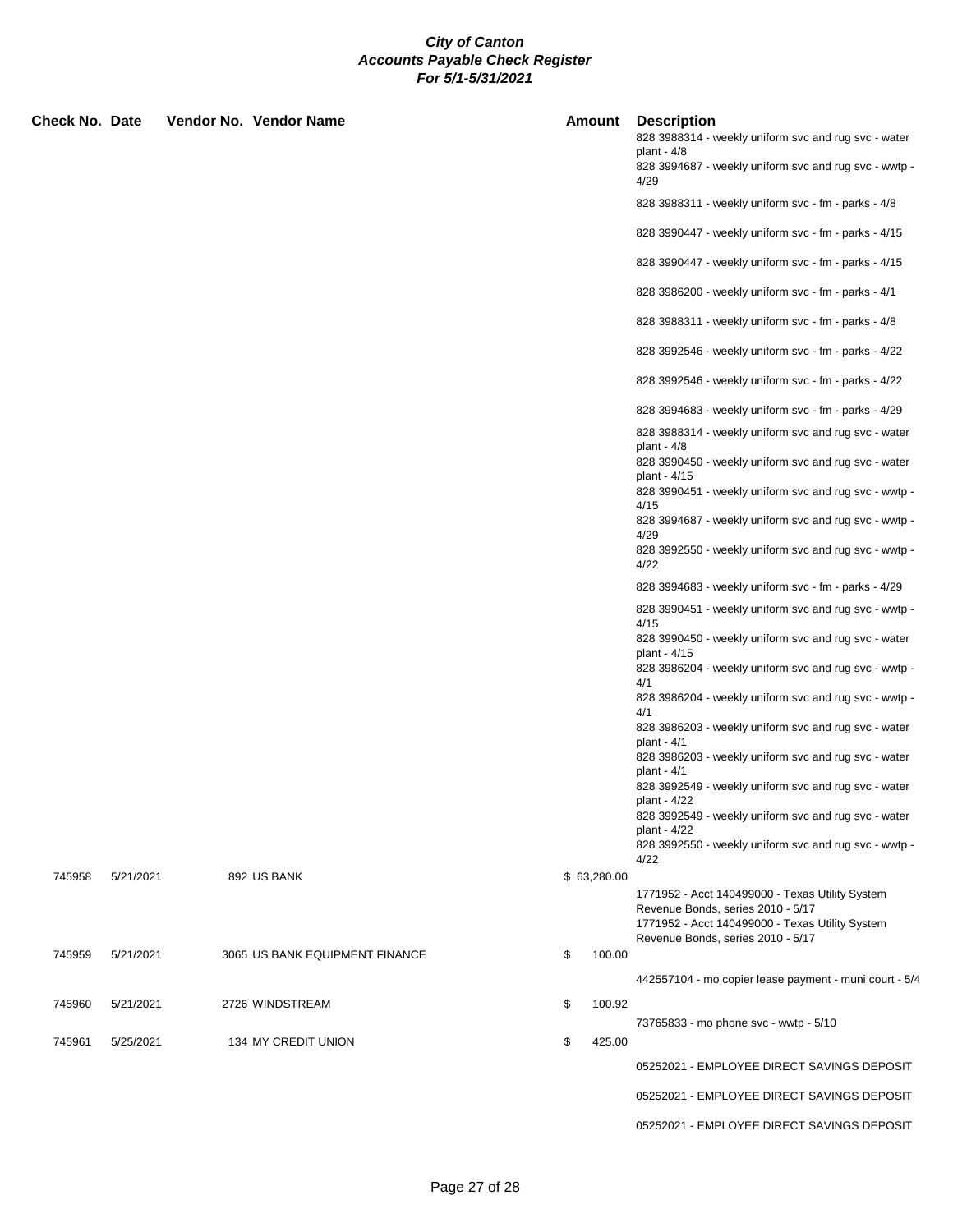# City of Canton
## Accounts Payable Check Register
### For 5/1-5/31/2021

| Check No. | Date | Vendor No. | Vendor Name | Amount | Description |
|---|---|---|---|---|---|
| | | | | | 828 3988314 - weekly uniform svc and rug svc - water plant - 4/8 |
| | | | | | 828 3994687 - weekly uniform svc and rug svc - wwtp - 4/29 |
| | | | | | 828 3988311 - weekly uniform svc - fm - parks - 4/8 |
| | | | | | 828 3990447 - weekly uniform svc - fm - parks - 4/15 |
| | | | | | 828 3990447 - weekly uniform svc - fm - parks - 4/15 |
| | | | | | 828 3986200 - weekly uniform svc - fm - parks - 4/1 |
| | | | | | 828 3988311 - weekly uniform svc - fm - parks - 4/8 |
| | | | | | 828 3992546 - weekly uniform svc - fm - parks - 4/22 |
| | | | | | 828 3992546 - weekly uniform svc - fm - parks - 4/22 |
| | | | | | 828 3994683 - weekly uniform svc - fm - parks - 4/29 |
| | | | | | 828 3988314 - weekly uniform svc and rug svc - water plant - 4/8 |
| | | | | | 828 3990450 - weekly uniform svc and rug svc - water plant - 4/15 |
| | | | | | 828 3990451 - weekly uniform svc and rug svc - wwtp - 4/15 |
| | | | | | 828 3994687 - weekly uniform svc and rug svc - wwtp - 4/29 |
| | | | | | 828 3992550 - weekly uniform svc and rug svc - wwtp - 4/22 |
| | | | | | 828 3994683 - weekly uniform svc - fm - parks - 4/29 |
| | | | | | 828 3990451 - weekly uniform svc and rug svc - wwtp - 4/15 |
| | | | | | 828 3990450 - weekly uniform svc and rug svc - water plant - 4/15 |
| | | | | | 828 3986204 - weekly uniform svc and rug svc - wwtp - 4/1 |
| | | | | | 828 3986204 - weekly uniform svc and rug svc - wwtp - 4/1 |
| | | | | | 828 3986203 - weekly uniform svc and rug svc - water plant - 4/1 |
| | | | | | 828 3986203 - weekly uniform svc and rug svc - water plant - 4/1 |
| | | | | | 828 3992549 - weekly uniform svc and rug svc - water plant - 4/22 |
| | | | | | 828 3992549 - weekly uniform svc and rug svc - water plant - 4/22 |
| | | | | | 828 3992550 - weekly uniform svc and rug svc - wwtp - 4/22 |
| 745958 | 5/21/2021 | 892 | US BANK | $ 63,280.00 | |
| | | | | | 1771952 - Acct 140499000 - Texas Utility System Revenue Bonds, series 2010 - 5/17 |
| | | | | | 1771952 - Acct 140499000 - Texas Utility System Revenue Bonds, series 2010 - 5/17 |
| 745959 | 5/21/2021 | 3065 | US BANK EQUIPMENT FINANCE | $ 100.00 | |
| | | | | | 442557104 - mo copier lease payment - muni court - 5/4 |
| 745960 | 5/21/2021 | 2726 | WINDSTREAM | $ 100.92 | |
| | | | | | 73765833 - mo phone svc - wwtp - 5/10 |
| 745961 | 5/25/2021 | 134 | MY CREDIT UNION | $ 425.00 | |
| | | | | | 05252021 - EMPLOYEE DIRECT SAVINGS DEPOSIT |
| | | | | | 05252021 - EMPLOYEE DIRECT SAVINGS DEPOSIT |
| | | | | | 05252021 - EMPLOYEE DIRECT SAVINGS DEPOSIT |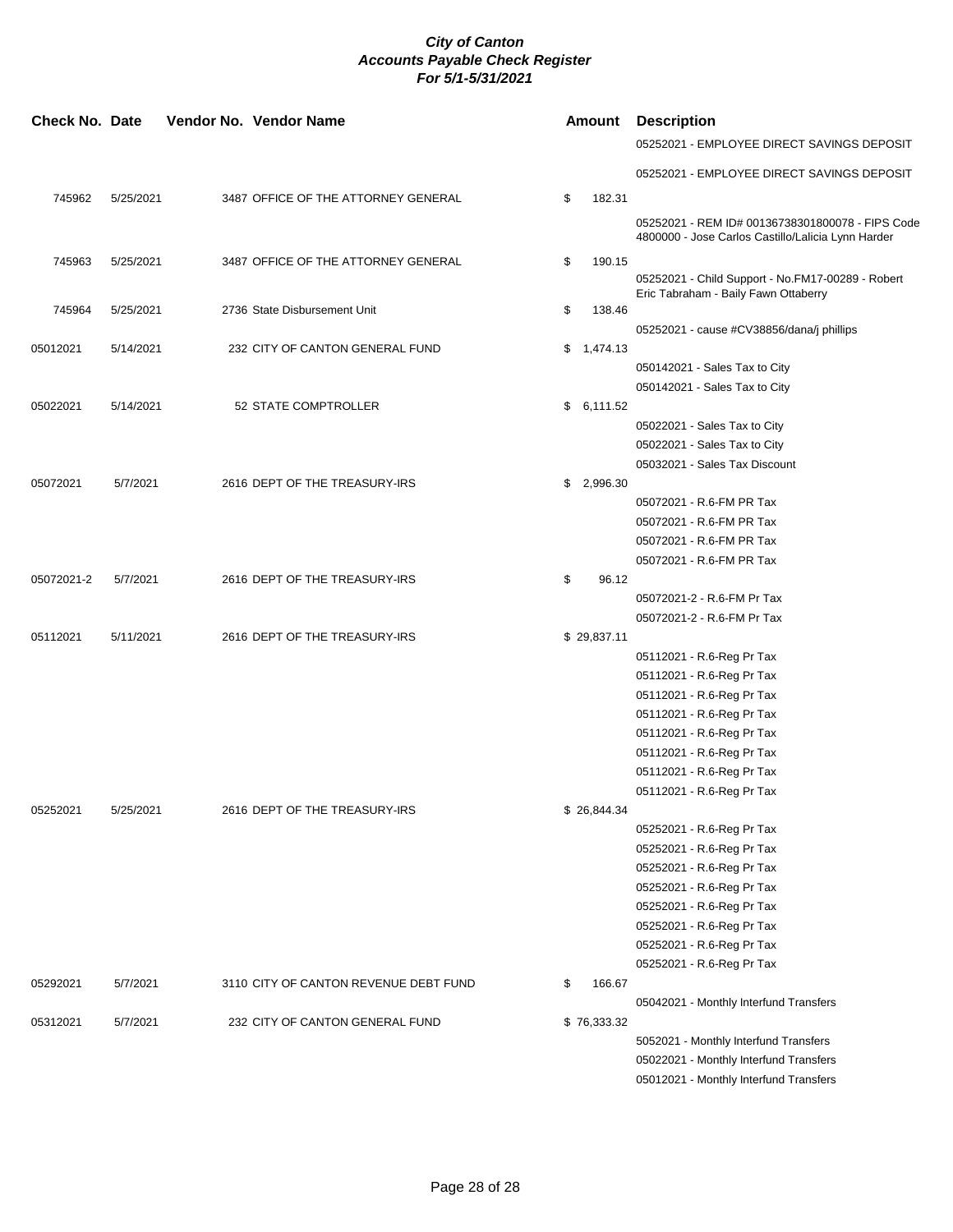**_City of Canton_**
**_Accounts Payable Check Register_**
**_For 5/1-5/31/2021_**

| Check No. | Date | Vendor No. | Vendor Name | Amount | Description |
|---|---|---|---|---|---|
| | | | | | 05252021 - EMPLOYEE DIRECT SAVINGS DEPOSIT |
| | | | | | 05252021 - EMPLOYEE DIRECT SAVINGS DEPOSIT |
| 745962 | 5/25/2021 | 3487 | OFFICE OF THE ATTORNEY GENERAL | $ 182.31 | |
| | | | | | 05252021 - REM ID# 00136738301800078 - FIPS Code 4800000 - Jose Carlos Castillo/Lalicia Lynn Harder |
| 745963 | 5/25/2021 | 3487 | OFFICE OF THE ATTORNEY GENERAL | $ 190.15 | |
| | | | | | 05252021 - Child Support - No.FM17-00289 - Robert Eric Tabraham - Baily Fawn Ottaberry |
| 745964 | 5/25/2021 | 2736 | State Disbursement Unit | $ 138.46 | |
| | | | | | 05252021 - cause #CV38856/dana/j phillips |
| 05012021 | 5/14/2021 | 232 | CITY OF CANTON GENERAL FUND | $ 1,474.13 | |
| | | | | | 050142021 - Sales Tax to City |
| | | | | | 050142021 - Sales Tax to City |
| 05022021 | 5/14/2021 | 52 | STATE COMPTROLLER | $ 6,111.52 | |
| | | | | | 05022021 - Sales Tax to City |
| | | | | | 05022021 - Sales Tax to City |
| | | | | | 05032021 - Sales Tax Discount |
| 05072021 | 5/7/2021 | 2616 | DEPT OF THE TREASURY-IRS | $ 2,996.30 | |
| | | | | | 05072021 - R.6-FM PR Tax |
| | | | | | 05072021 - R.6-FM PR Tax |
| | | | | | 05072021 - R.6-FM PR Tax |
| | | | | | 05072021 - R.6-FM PR Tax |
| 05072021-2 | 5/7/2021 | 2616 | DEPT OF THE TREASURY-IRS | $ 96.12 | |
| | | | | | 05072021-2 - R.6-FM Pr Tax |
| | | | | | 05072021-2 - R.6-FM Pr Tax |
| 05112021 | 5/11/2021 | 2616 | DEPT OF THE TREASURY-IRS | $ 29,837.11 | |
| | | | | | 05112021 - R.6-Reg Pr Tax |
| | | | | | 05112021 - R.6-Reg Pr Tax |
| | | | | | 05112021 - R.6-Reg Pr Tax |
| | | | | | 05112021 - R.6-Reg Pr Tax |
| | | | | | 05112021 - R.6-Reg Pr Tax |
| | | | | | 05112021 - R.6-Reg Pr Tax |
| | | | | | 05112021 - R.6-Reg Pr Tax |
| | | | | | 05112021 - R.6-Reg Pr Tax |
| 05252021 | 5/25/2021 | 2616 | DEPT OF THE TREASURY-IRS | $ 26,844.34 | |
| | | | | | 05252021 - R.6-Reg Pr Tax |
| | | | | | 05252021 - R.6-Reg Pr Tax |
| | | | | | 05252021 - R.6-Reg Pr Tax |
| | | | | | 05252021 - R.6-Reg Pr Tax |
| | | | | | 05252021 - R.6-Reg Pr Tax |
| | | | | | 05252021 - R.6-Reg Pr Tax |
| | | | | | 05252021 - R.6-Reg Pr Tax |
| | | | | | 05252021 - R.6-Reg Pr Tax |
| 05292021 | 5/7/2021 | 3110 | CITY OF CANTON REVENUE DEBT FUND | $ 166.67 | |
| | | | | | 05042021 - Monthly Interfund Transfers |
| 05312021 | 5/7/2021 | 232 | CITY OF CANTON GENERAL FUND | $ 76,333.32 | |
| | | | | | 5052021 - Monthly Interfund Transfers |
| | | | | | 05022021 - Monthly Interfund Transfers |
| | | | | | 05012021 - Monthly Interfund Transfers |